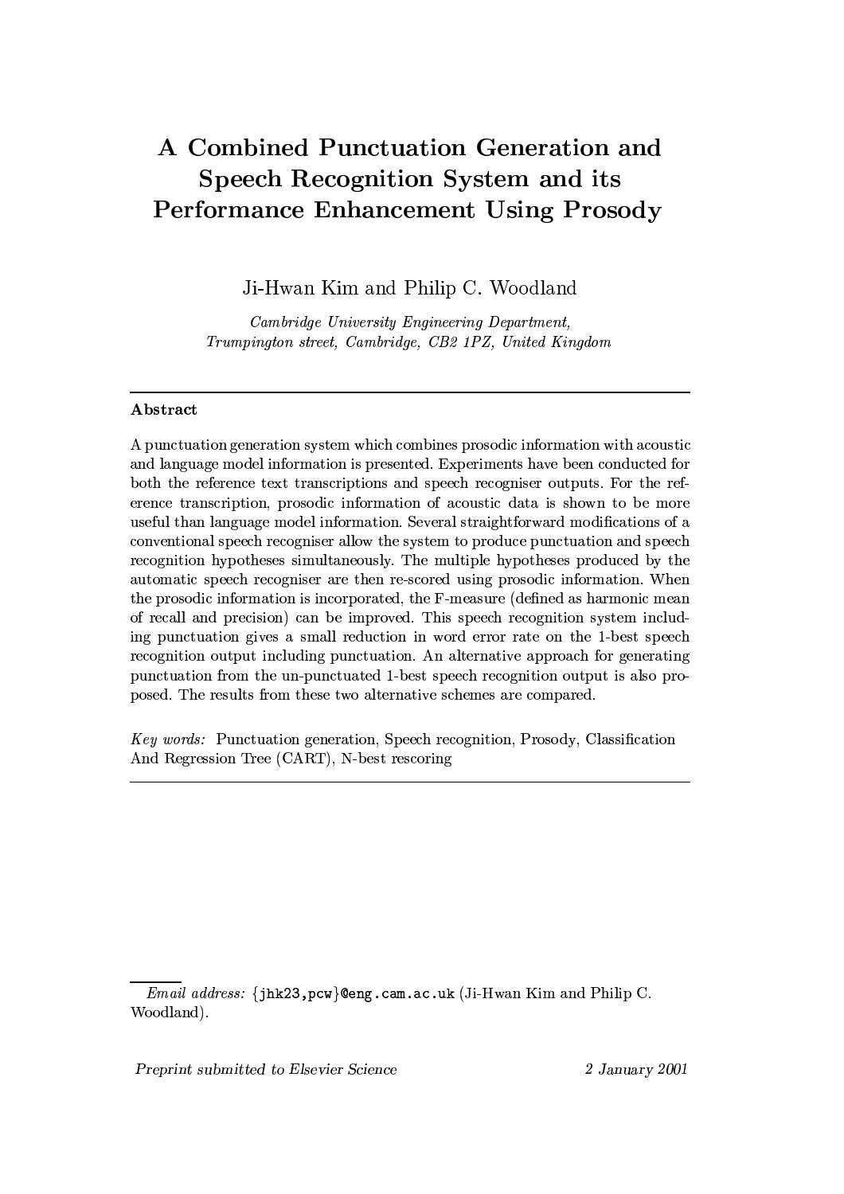# A Combined Punctuation Generation and Speech Recognition System and its Performance Enhancement Using Prosody

Ji-Hwan Kim and Philip C. Woodland

*Cambridge University Engineering Department,*
*Trumpington street, Cambridge, CB2 1PZ, United Kingdom*

---

## Abstract

A punctuation generation system which combines prosodic information with acoustic and language model information is presented. Experiments have been conducted for both the reference text transcriptions and speech recogniser outputs. For the reference transcription, prosodic information of acoustic data is shown to be more useful than language model information. Several straightforward modifications of a conventional speech recogniser allow the system to produce punctuation and speech recognition hypotheses simultaneously. The multiple hypotheses produced by the automatic speech recogniser are then re-scored using prosodic information. When the prosodic information is incorporated, the F-measure (defined as harmonic mean of recall and precision) can be improved. This speech recognition system including punctuation gives a small reduction in word error rate on the 1-best speech recognition output including punctuation. An alternative approach for generating punctuation from the un-punctuated 1-best speech recognition output is also proposed. The results from these two alternative schemes are compared.

*Key words:* Punctuation generation, Speech recognition, Prosody, Classification And Regression Tree (CART), N-best rescoring

---

*Email address:* {jhk23,pcw}@eng.cam.ac.uk (Ji-Hwan Kim and Philip C. Woodland).

*Preprint submitted to Elsevier Science* — *2 January 2001*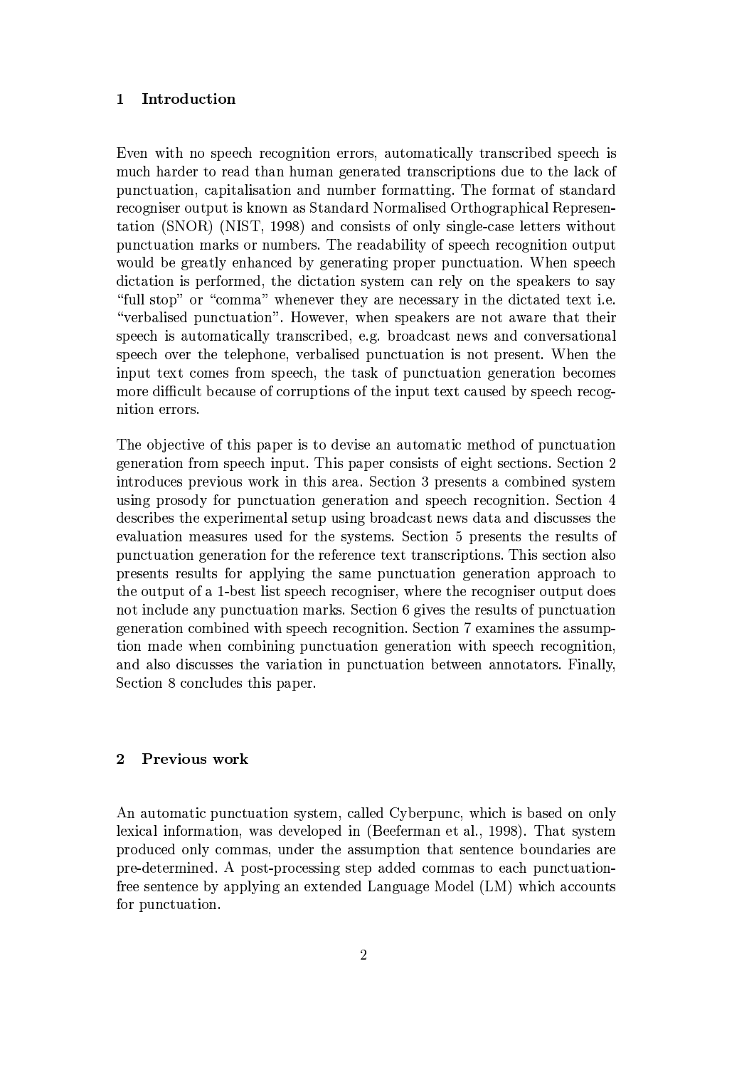## 1 Introduction

Even with no speech recognition errors, automatically transcribed speech is much harder to read than human generated transcriptions due to the lack of punctuation, capitalisation and number formatting. The format of standard recogniser output is known as Standard Normalised Orthographical Representation (SNOR) (NIST, 1998) and consists of only single-case letters without punctuation marks or numbers. The readability of speech recognition output would be greatly enhanced by generating proper punctuation. When speech dictation is performed, the dictation system can rely on the speakers to say "full stop" or "comma" whenever they are necessary in the dictated text i.e. "verbalised punctuation". However, when speakers are not aware that their speech is automatically transcribed, e.g. broadcast news and conversational speech over the telephone, verbalised punctuation is not present. When the input text comes from speech, the task of punctuation generation becomes more difficult because of corruptions of the input text caused by speech recognition errors.

The objective of this paper is to devise an automatic method of punctuation generation from speech input. This paper consists of eight sections. Section 2 introduces previous work in this area. Section 3 presents a combined system using prosody for punctuation generation and speech recognition. Section 4 describes the experimental setup using broadcast news data and discusses the evaluation measures used for the systems. Section 5 presents the results of punctuation generation for the reference text transcriptions. This section also presents results for applying the same punctuation generation approach to the output of a 1-best list speech recogniser, where the recogniser output does not include any punctuation marks. Section 6 gives the results of punctuation generation combined with speech recognition. Section 7 examines the assumption made when combining punctuation generation with speech recognition, and also discusses the variation in punctuation between annotators. Finally, Section 8 concludes this paper.

## 2 Previous work

An automatic punctuation system, called Cyberpunc, which is based on only lexical information, was developed in (Beeferman et al., 1998). That system produced only commas, under the assumption that sentence boundaries are pre-determined. A post-processing step added commas to each punctuation-free sentence by applying an extended Language Model (LM) which accounts for punctuation.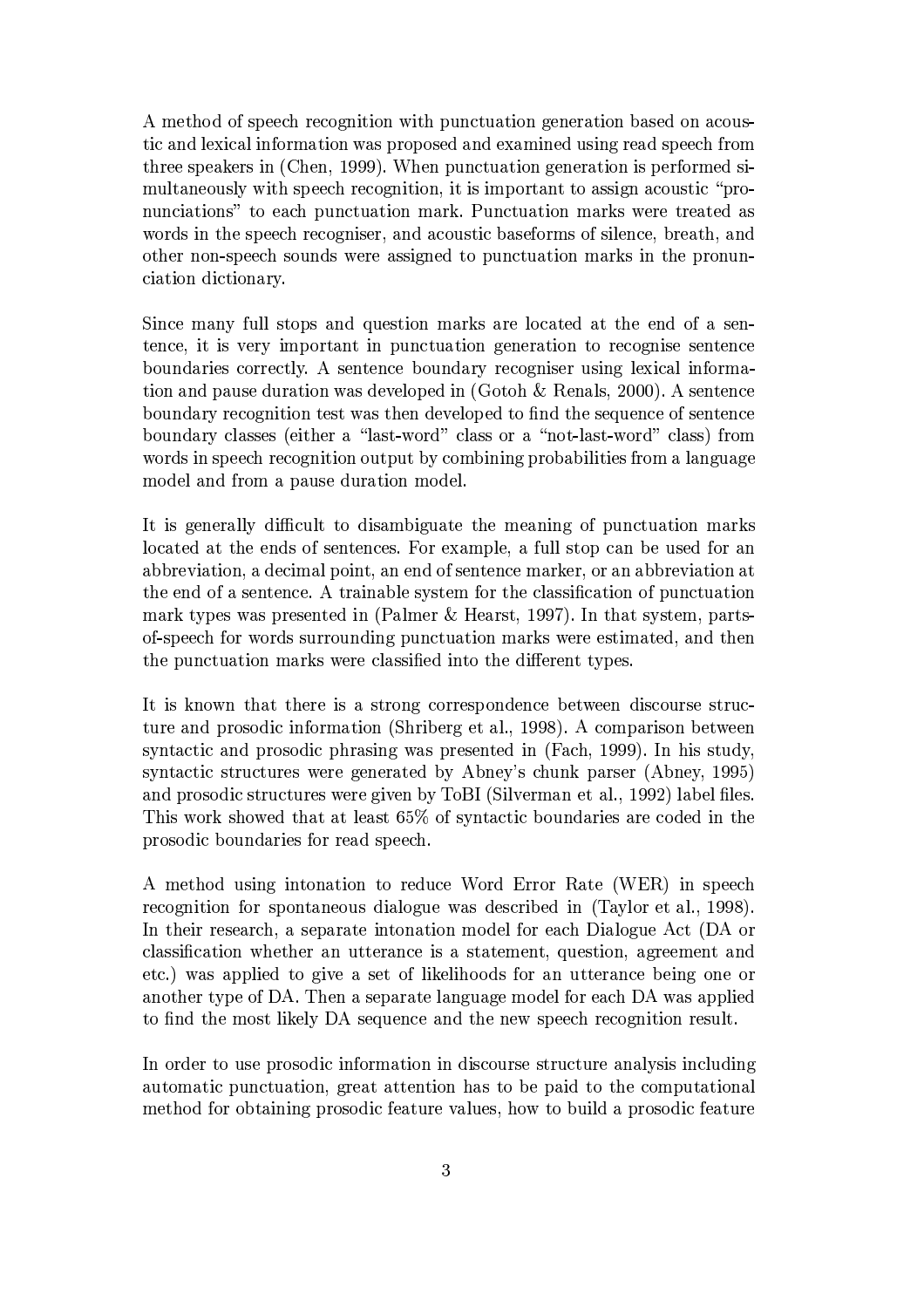A method of speech recognition with punctuation generation based on acoustic and lexical information was proposed and examined using read speech from three speakers in (Chen, 1999). When punctuation generation is performed simultaneously with speech recognition, it is important to assign acoustic "pronunciations" to each punctuation mark. Punctuation marks were treated as words in the speech recogniser, and acoustic baseforms of silence, breath, and other non-speech sounds were assigned to punctuation marks in the pronunciation dictionary.

Since many full stops and question marks are located at the end of a sentence, it is very important in punctuation generation to recognise sentence boundaries correctly. A sentence boundary recogniser using lexical information and pause duration was developed in (Gotoh & Renals, 2000). A sentence boundary recognition test was then developed to find the sequence of sentence boundary classes (either a "last-word" class or a "not-last-word" class) from words in speech recognition output by combining probabilities from a language model and from a pause duration model.

It is generally difficult to disambiguate the meaning of punctuation marks located at the ends of sentences. For example, a full stop can be used for an abbreviation, a decimal point, an end of sentence marker, or an abbreviation at the end of a sentence. A trainable system for the classification of punctuation mark types was presented in (Palmer & Hearst, 1997). In that system, parts-of-speech for words surrounding punctuation marks were estimated, and then the punctuation marks were classified into the different types.

It is known that there is a strong correspondence between discourse structure and prosodic information (Shriberg et al., 1998). A comparison between syntactic and prosodic phrasing was presented in (Fach, 1999). In his study, syntactic structures were generated by Abney's chunk parser (Abney, 1995) and prosodic structures were given by ToBI (Silverman et al., 1992) label files. This work showed that at least 65% of syntactic boundaries are coded in the prosodic boundaries for read speech.

A method using intonation to reduce Word Error Rate (WER) in speech recognition for spontaneous dialogue was described in (Taylor et al., 1998). In their research, a separate intonation model for each Dialogue Act (DA or classification whether an utterance is a statement, question, agreement and etc.) was applied to give a set of likelihoods for an utterance being one or another type of DA. Then a separate language model for each DA was applied to find the most likely DA sequence and the new speech recognition result.

In order to use prosodic information in discourse structure analysis including automatic punctuation, great attention has to be paid to the computational method for obtaining prosodic feature values, how to build a prosodic feature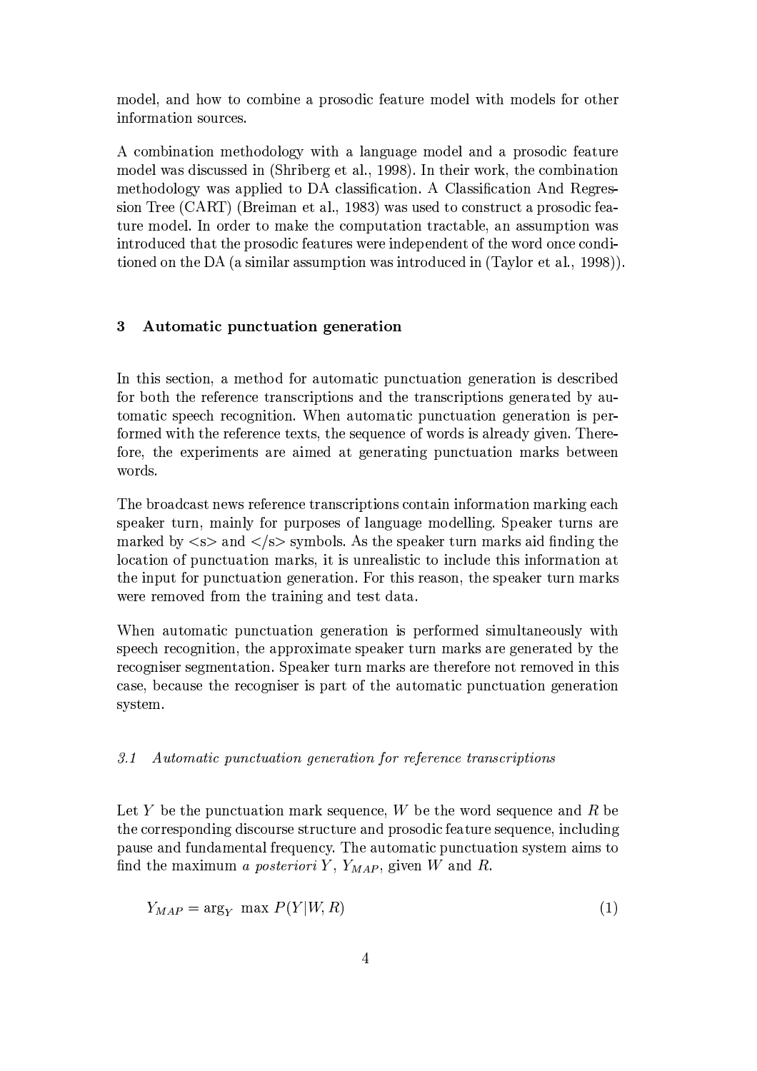model, and how to combine a prosodic feature model with models for other information sources.

A combination methodology with a language model and a prosodic feature model was discussed in (Shriberg et al., 1998). In their work, the combination methodology was applied to DA classification. A Classification And Regression Tree (CART) (Breiman et al., 1983) was used to construct a prosodic feature model. In order to make the computation tractable, an assumption was introduced that the prosodic features were independent of the word once conditioned on the DA (a similar assumption was introduced in (Taylor et al., 1998)).

## 3 Automatic punctuation generation

In this section, a method for automatic punctuation generation is described for both the reference transcriptions and the transcriptions generated by automatic speech recognition. When automatic punctuation generation is performed with the reference texts, the sequence of words is already given. Therefore, the experiments are aimed at generating punctuation marks between words.

The broadcast news reference transcriptions contain information marking each speaker turn, mainly for purposes of language modelling. Speaker turns are marked by <s> and </s> symbols. As the speaker turn marks aid finding the location of punctuation marks, it is unrealistic to include this information at the input for punctuation generation. For this reason, the speaker turn marks were removed from the training and test data.

When automatic punctuation generation is performed simultaneously with speech recognition, the approximate speaker turn marks are generated by the recogniser segmentation. Speaker turn marks are therefore not removed in this case, because the recogniser is part of the automatic punctuation generation system.

### *3.1 Automatic punctuation generation for reference transcriptions*

Let $Y$ be the punctuation mark sequence, $W$ be the word sequence and $R$ be the corresponding discourse structure and prosodic feature sequence, including pause and fundamental frequency. The automatic punctuation system aims to find the maximum *a posteriori* $Y$, $Y_{MAP}$, given $W$ and $R$.

$$Y_{MAP} = \arg_Y \max P(Y|W, R) \tag{1}$$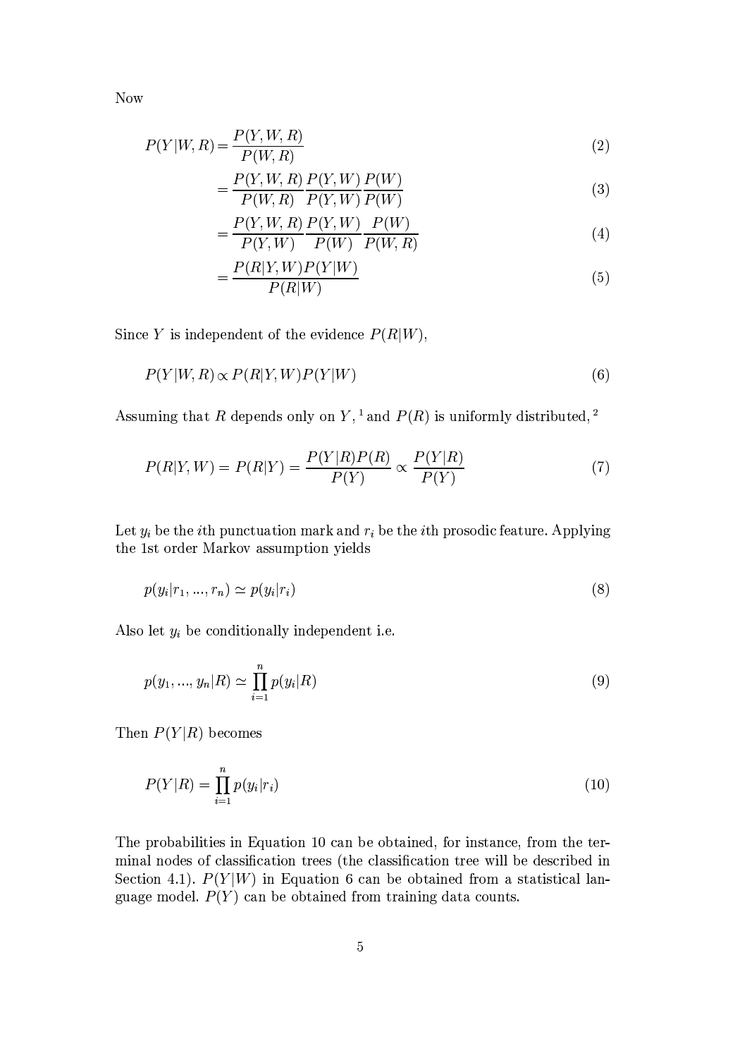Now

$$P(Y|W,R) = \frac{P(Y,W,R)}{P(W,R)} \tag{2}$$

$$= \frac{P(Y,W,R)}{P(W,R)} \frac{P(Y,W)}{P(Y,W)} \frac{P(W)}{P(W)} \tag{3}$$

$$= \frac{P(Y,W,R)}{P(Y,W)} \frac{P(Y,W)}{P(W)} \frac{P(W)}{P(W,R)} \tag{4}$$

$$= \frac{P(R|Y,W)P(Y|W)}{P(R|W)} \tag{5}$$

Since $Y$ is independent of the evidence $P(R|W)$,

$$P(Y|W,R) \propto P(R|Y,W)P(Y|W) \tag{6}$$

Assuming that $R$ depends only on $Y$, [1] and $P(R)$ is uniformly distributed, [2]

$$P(R|Y,W) = P(R|Y) = \frac{P(Y|R)P(R)}{P(Y)} \propto \frac{P(Y|R)}{P(Y)} \tag{7}$$

Let $y_i$ be the $i$th punctuation mark and $r_i$ be the $i$th prosodic feature. Applying the 1st order Markov assumption yields

$$p(y_i|r_1, ..., r_n) \simeq p(y_i|r_i) \tag{8}$$

Also let $y_i$ be conditionally independent i.e.

$$p(y_1, ..., y_n|R) \simeq \prod_{i=1}^{n} p(y_i|R) \tag{9}$$

Then $P(Y|R)$ becomes

$$P(Y|R) = \prod_{i=1}^{n} p(y_i|r_i) \tag{10}$$

The probabilities in Equation 10 can be obtained, for instance, from the terminal nodes of classification trees (the classification tree will be described in Section 4.1). $P(Y|W)$ in Equation 6 can be obtained from a statistical language model. $P(Y)$ can be obtained from training data counts.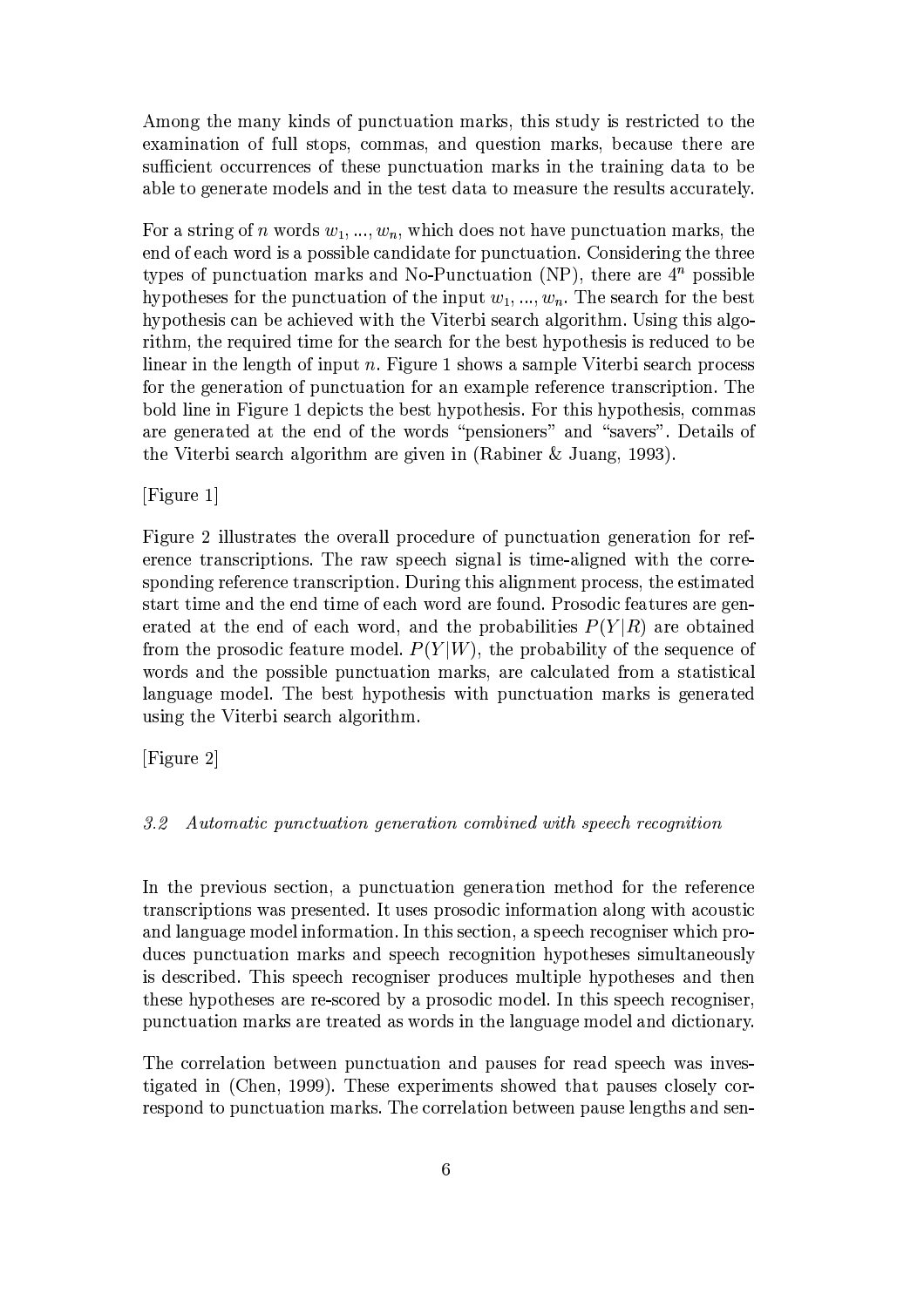Among the many kinds of punctuation marks, this study is restricted to the examination of full stops, commas, and question marks, because there are sufficient occurrences of these punctuation marks in the training data to be able to generate models and in the test data to measure the results accurately.

For a string of $n$ words $w_1, ..., w_n$, which does not have punctuation marks, the end of each word is a possible candidate for punctuation. Considering the three types of punctuation marks and No-Punctuation (NP), there are $4^n$ possible hypotheses for the punctuation of the input $w_1, ..., w_n$. The search for the best hypothesis can be achieved with the Viterbi search algorithm. Using this algorithm, the required time for the search for the best hypothesis is reduced to be linear in the length of input $n$. Figure 1 shows a sample Viterbi search process for the generation of punctuation for an example reference transcription. The bold line in Figure 1 depicts the best hypothesis. For this hypothesis, commas are generated at the end of the words "pensioners" and "savers". Details of the Viterbi search algorithm are given in (Rabiner & Juang, 1993).

[Figure 1]

Figure 2 illustrates the overall procedure of punctuation generation for reference transcriptions. The raw speech signal is time-aligned with the corresponding reference transcription. During this alignment process, the estimated start time and the end time of each word are found. Prosodic features are generated at the end of each word, and the probabilities $P(Y|R)$ are obtained from the prosodic feature model. $P(Y|W)$, the probability of the sequence of words and the possible punctuation marks, are calculated from a statistical language model. The best hypothesis with punctuation marks is generated using the Viterbi search algorithm.

[Figure 2]

### *3.2 Automatic punctuation generation combined with speech recognition*

In the previous section, a punctuation generation method for the reference transcriptions was presented. It uses prosodic information along with acoustic and language model information. In this section, a speech recogniser which produces punctuation marks and speech recognition hypotheses simultaneously is described. This speech recogniser produces multiple hypotheses and then these hypotheses are re-scored by a prosodic model. In this speech recogniser, punctuation marks are treated as words in the language model and dictionary.

The correlation between punctuation and pauses for read speech was investigated in (Chen, 1999). These experiments showed that pauses closely correspond to punctuation marks. The correlation between pause lengths and sen-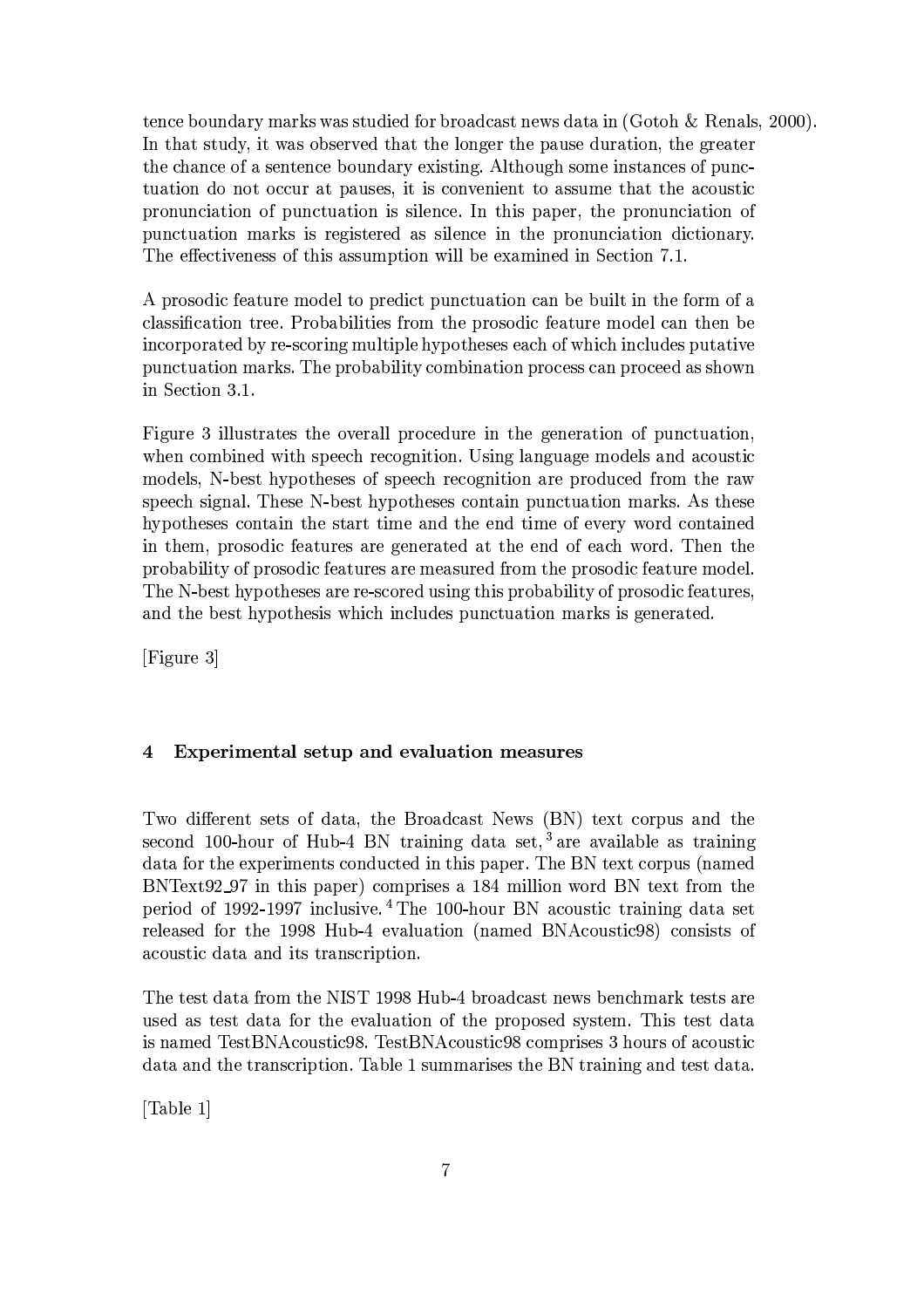tence boundary marks was studied for broadcast news data in (Gotoh & Renals, 2000). In that study, it was observed that the longer the pause duration, the greater the chance of a sentence boundary existing. Although some instances of punctuation do not occur at pauses, it is convenient to assume that the acoustic pronunciation of punctuation is silence. In this paper, the pronunciation of punctuation marks is registered as silence in the pronunciation dictionary. The effectiveness of this assumption will be examined in Section 7.1.

A prosodic feature model to predict punctuation can be built in the form of a classification tree. Probabilities from the prosodic feature model can then be incorporated by re-scoring multiple hypotheses each of which includes putative punctuation marks. The probability combination process can proceed as shown in Section 3.1.

Figure 3 illustrates the overall procedure in the generation of punctuation, when combined with speech recognition. Using language models and acoustic models, N-best hypotheses of speech recognition are produced from the raw speech signal. These N-best hypotheses contain punctuation marks. As these hypotheses contain the start time and the end time of every word contained in them, prosodic features are generated at the end of each word. Then the probability of prosodic features are measured from the prosodic feature model. The N-best hypotheses are re-scored using this probability of prosodic features, and the best hypothesis which includes punctuation marks is generated.

[Figure 3]

## 4 Experimental setup and evaluation measures

Two different sets of data, the Broadcast News (BN) text corpus and the second 100-hour of Hub-4 BN training data set, [3] are available as training data for the experiments conducted in this paper. The BN text corpus (named BNText92_97 in this paper) comprises a 184 million word BN text from the period of 1992-1997 inclusive. [4] The 100-hour BN acoustic training data set released for the 1998 Hub-4 evaluation (named BNAcoustic98) consists of acoustic data and its transcription.

The test data from the NIST 1998 Hub-4 broadcast news benchmark tests are used as test data for the evaluation of the proposed system. This test data is named TestBNAcoustic98. TestBNAcoustic98 comprises 3 hours of acoustic data and the transcription. Table 1 summarises the BN training and test data.

[Table 1]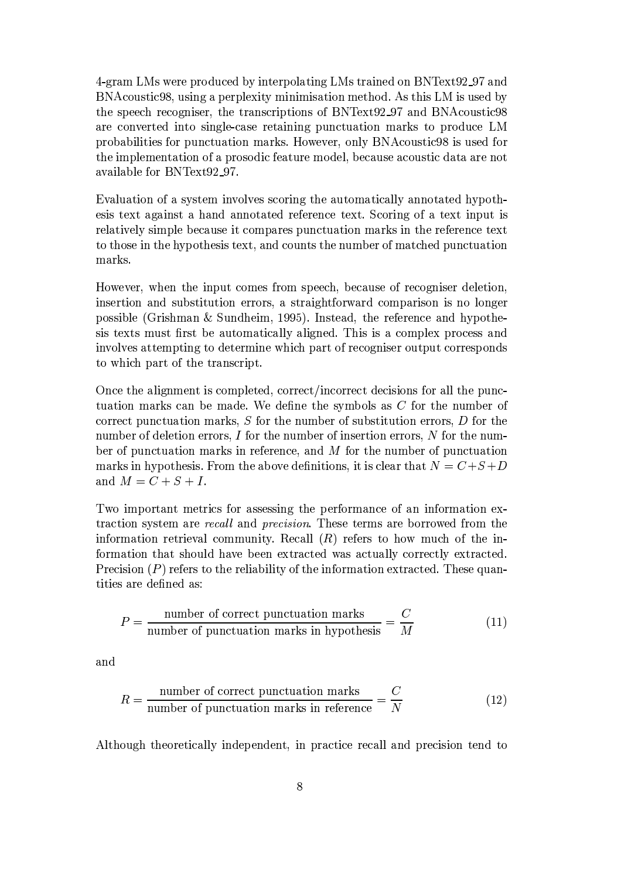4-gram LMs were produced by interpolating LMs trained on BNText92_97 and BNAcoustic98, using a perplexity minimisation method. As this LM is used by the speech recogniser, the transcriptions of BNText92_97 and BNAcoustic98 are converted into single-case retaining punctuation marks to produce LM probabilities for punctuation marks. However, only BNAcoustic98 is used for the implementation of a prosodic feature model, because acoustic data are not available for BNText92_97.

Evaluation of a system involves scoring the automatically annotated hypothesis text against a hand annotated reference text. Scoring of a text input is relatively simple because it compares punctuation marks in the reference text to those in the hypothesis text, and counts the number of matched punctuation marks.

However, when the input comes from speech, because of recogniser deletion, insertion and substitution errors, a straightforward comparison is no longer possible (Grishman & Sundheim, 1995). Instead, the reference and hypothesis texts must first be automatically aligned. This is a complex process and involves attempting to determine which part of recogniser output corresponds to which part of the transcript.

Once the alignment is completed, correct/incorrect decisions for all the punctuation marks can be made. We define the symbols as $C$ for the number of correct punctuation marks, $S$ for the number of substitution errors, $D$ for the number of deletion errors, $I$ for the number of insertion errors, $N$ for the number of punctuation marks in reference, and $M$ for the number of punctuation marks in hypothesis. From the above definitions, it is clear that $N = C+S+D$ and $M = C+S+I$.

Two important metrics for assessing the performance of an information extraction system are *recall* and *precision*. These terms are borrowed from the information retrieval community. Recall ($R$) refers to how much of the information that should have been extracted was actually correctly extracted. Precision ($P$) refers to the reliability of the information extracted. These quantities are defined as:

$$P = \frac{\text{number of correct punctuation marks}}{\text{number of punctuation marks in hypothesis}} = \frac{C}{M} \tag{11}$$

and

$$R = \frac{\text{number of correct punctuation marks}}{\text{number of punctuation marks in reference}} = \frac{C}{N} \tag{12}$$

Although theoretically independent, in practice recall and precision tend to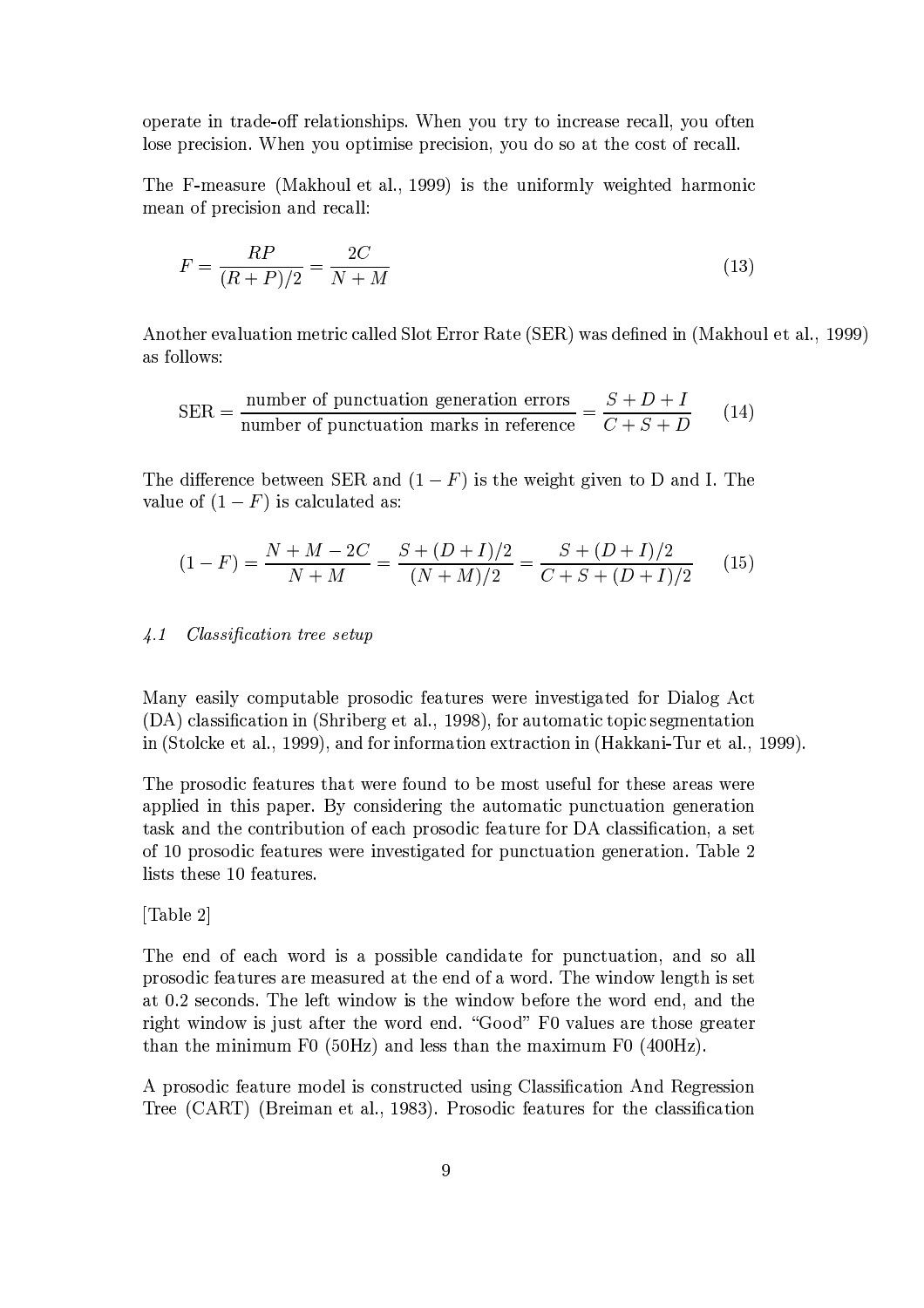operate in trade-off relationships. When you try to increase recall, you often lose precision. When you optimise precision, you do so at the cost of recall.

The F-measure (Makhoul et al., 1999) is the uniformly weighted harmonic mean of precision and recall:

$$F = \frac{RP}{(R+P)/2} = \frac{2C}{N+M} \tag{13}$$

Another evaluation metric called Slot Error Rate (SER) was defined in (Makhoul et al., 1999) as follows:

$$\text{SER} = \frac{\text{number of punctuation generation errors}}{\text{number of punctuation marks in reference}} = \frac{S+D+I}{C+S+D} \tag{14}$$

The difference between SER and $(1-F)$ is the weight given to D and I. The value of $(1-F)$ is calculated as:

$$(1-F) = \frac{N+M-2C}{N+M} = \frac{S+(D+I)/2}{(N+M)/2} = \frac{S+(D+I)/2}{C+S+(D+I)/2} \tag{15}$$

### *4.1 Classification tree setup*

Many easily computable prosodic features were investigated for Dialog Act (DA) classification in (Shriberg et al., 1998), for automatic topic segmentation in (Stolcke et al., 1999), and for information extraction in (Hakkani-Tur et al., 1999).

The prosodic features that were found to be most useful for these areas were applied in this paper. By considering the automatic punctuation generation task and the contribution of each prosodic feature for DA classification, a set of 10 prosodic features were investigated for punctuation generation. Table 2 lists these 10 features.

[Table 2]

The end of each word is a possible candidate for punctuation, and so all prosodic features are measured at the end of a word. The window length is set at 0.2 seconds. The left window is the window before the word end, and the right window is just after the word end. "Good" F0 values are those greater than the minimum F0 (50Hz) and less than the maximum F0 (400Hz).

A prosodic feature model is constructed using Classification And Regression Tree (CART) (Breiman et al., 1983). Prosodic features for the classification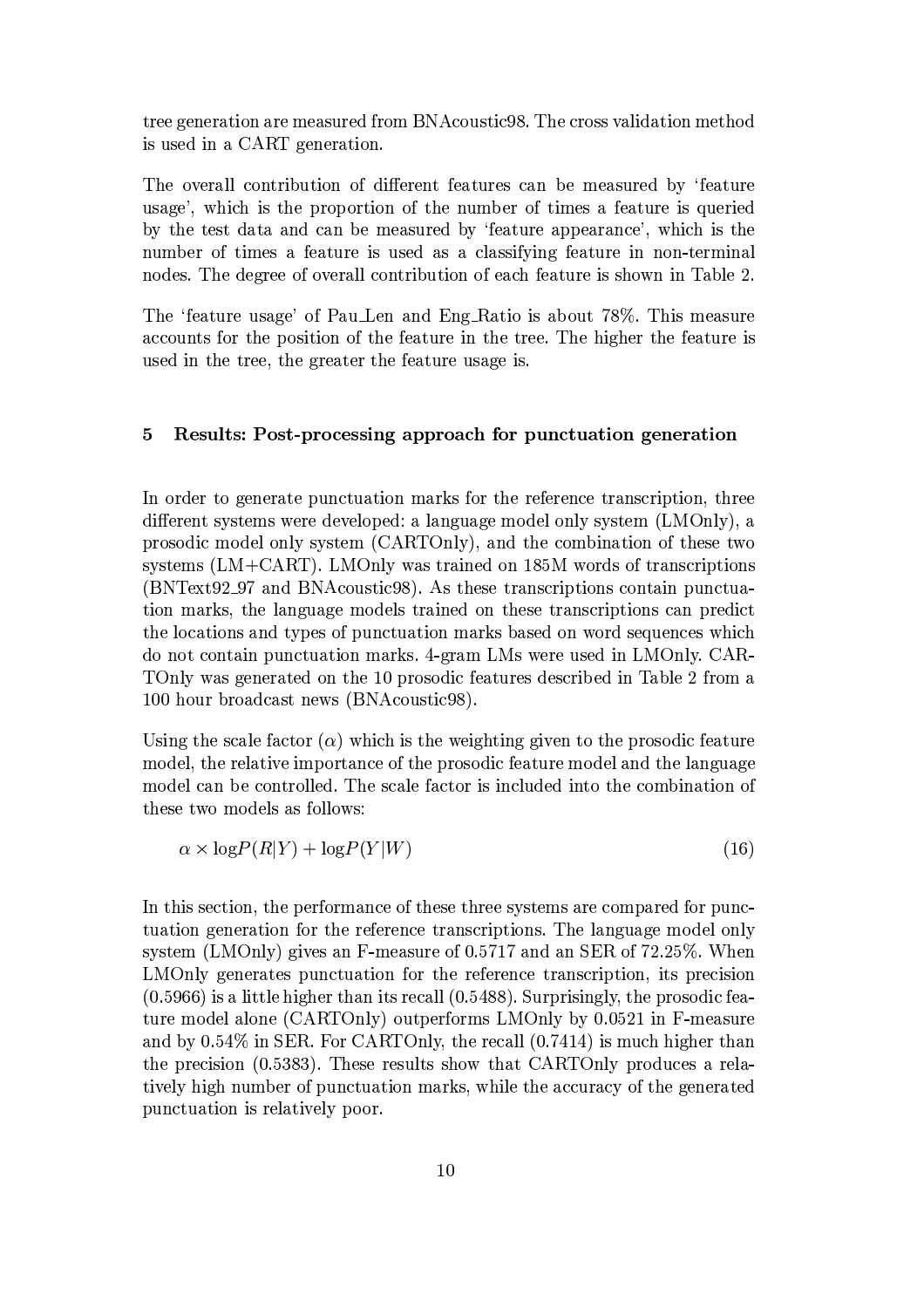tree generation are measured from BNAcoustic98. The cross validation method is used in a CART generation.

The overall contribution of different features can be measured by 'feature usage', which is the proportion of the number of times a feature is queried by the test data and can be measured by 'feature appearance', which is the number of times a feature is used as a classifying feature in non-terminal nodes. The degree of overall contribution of each feature is shown in Table 2.

The 'feature usage' of Pau_Len and Eng_Ratio is about 78%. This measure accounts for the position of the feature in the tree. The higher the feature is used in the tree, the greater the feature usage is.

## 5 Results: Post-processing approach for punctuation generation

In order to generate punctuation marks for the reference transcription, three different systems were developed: a language model only system (LMOnly), a prosodic model only system (CARTOnly), and the combination of these two systems (LM+CART). LMOnly was trained on 185M words of transcriptions (BNText92_97 and BNAcoustic98). As these transcriptions contain punctuation marks, the language models trained on these transcriptions can predict the locations and types of punctuation marks based on word sequences which do not contain punctuation marks. 4-gram LMs were used in LMOnly. CARTOnly was generated on the 10 prosodic features described in Table 2 from a 100 hour broadcast news (BNAcoustic98).

Using the scale factor ($\alpha$) which is the weighting given to the prosodic feature model, the relative importance of the prosodic feature model and the language model can be controlled. The scale factor is included into the combination of these two models as follows:

$$\alpha \times \log P(R|Y) + \log P(Y|W) \qquad (16)$$

In this section, the performance of these three systems are compared for punctuation generation for the reference transcriptions. The language model only system (LMOnly) gives an F-measure of 0.5717 and an SER of 72.25%. When LMOnly generates punctuation for the reference transcription, its precision (0.5966) is a little higher than its recall (0.5488). Surprisingly, the prosodic feature model alone (CARTOnly) outperforms LMOnly by 0.0521 in F-measure and by 0.54% in SER. For CARTOnly, the recall (0.7414) is much higher than the precision (0.5383). These results show that CARTOnly produces a relatively high number of punctuation marks, while the accuracy of the generated punctuation is relatively poor.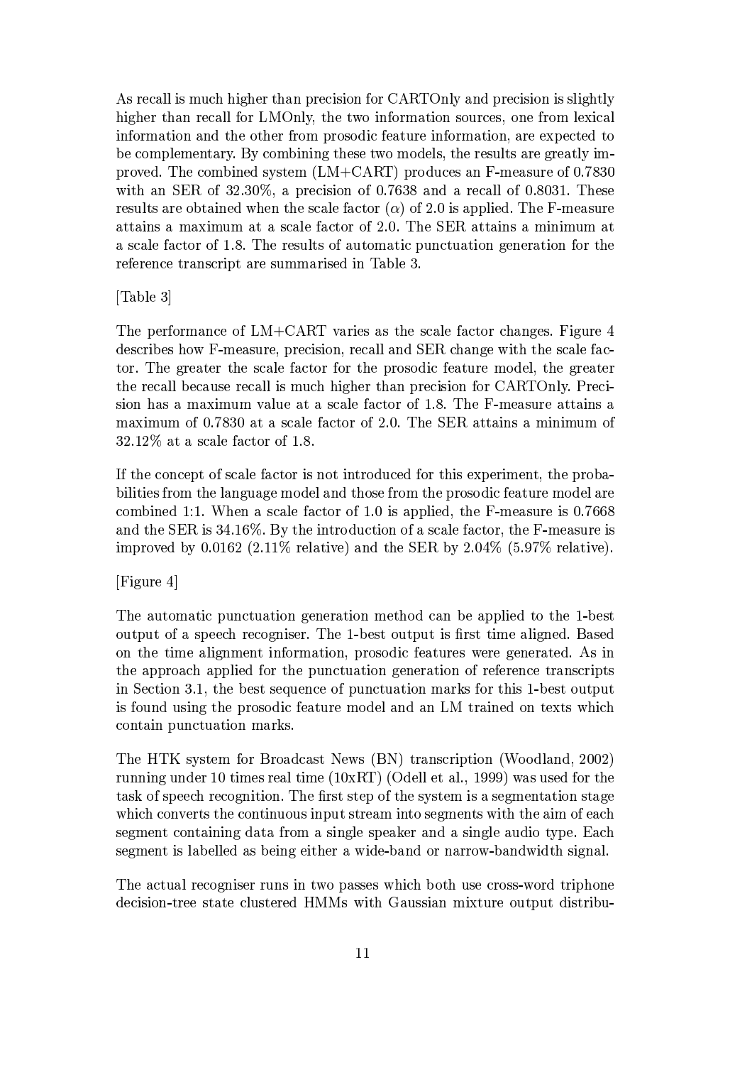As recall is much higher than precision for CARTOnly and precision is slightly higher than recall for LMOnly, the two information sources, one from lexical information and the other from prosodic feature information, are expected to be complementary. By combining these two models, the results are greatly improved. The combined system (LM+CART) produces an F-measure of 0.7830 with an SER of 32.30%, a precision of 0.7638 and a recall of 0.8031. These results are obtained when the scale factor ($\alpha$) of 2.0 is applied. The F-measure attains a maximum at a scale factor of 2.0. The SER attains a minimum at a scale factor of 1.8. The results of automatic punctuation generation for the reference transcript are summarised in Table 3.

[Table 3]

The performance of LM+CART varies as the scale factor changes. Figure 4 describes how F-measure, precision, recall and SER change with the scale factor. The greater the scale factor for the prosodic feature model, the greater the recall because recall is much higher than precision for CARTOnly. Precision has a maximum value at a scale factor of 1.8. The F-measure attains a maximum of 0.7830 at a scale factor of 2.0. The SER attains a minimum of 32.12% at a scale factor of 1.8.

If the concept of scale factor is not introduced for this experiment, the probabilities from the language model and those from the prosodic feature model are combined 1:1. When a scale factor of 1.0 is applied, the F-measure is 0.7668 and the SER is 34.16%. By the introduction of a scale factor, the F-measure is improved by 0.0162 (2.11% relative) and the SER by 2.04% (5.97% relative).

[Figure 4]

The automatic punctuation generation method can be applied to the 1-best output of a speech recogniser. The 1-best output is first time aligned. Based on the time alignment information, prosodic features were generated. As in the approach applied for the punctuation generation of reference transcripts in Section 3.1, the best sequence of punctuation marks for this 1-best output is found using the prosodic feature model and an LM trained on texts which contain punctuation marks.

The HTK system for Broadcast News (BN) transcription (Woodland, 2002) running under 10 times real time (10xRT) (Odell et al., 1999) was used for the task of speech recognition. The first step of the system is a segmentation stage which converts the continuous input stream into segments with the aim of each segment containing data from a single speaker and a single audio type. Each segment is labelled as being either a wide-band or narrow-bandwidth signal.

The actual recogniser runs in two passes which both use cross-word triphone decision-tree state clustered HMMs with Gaussian mixture output distribu-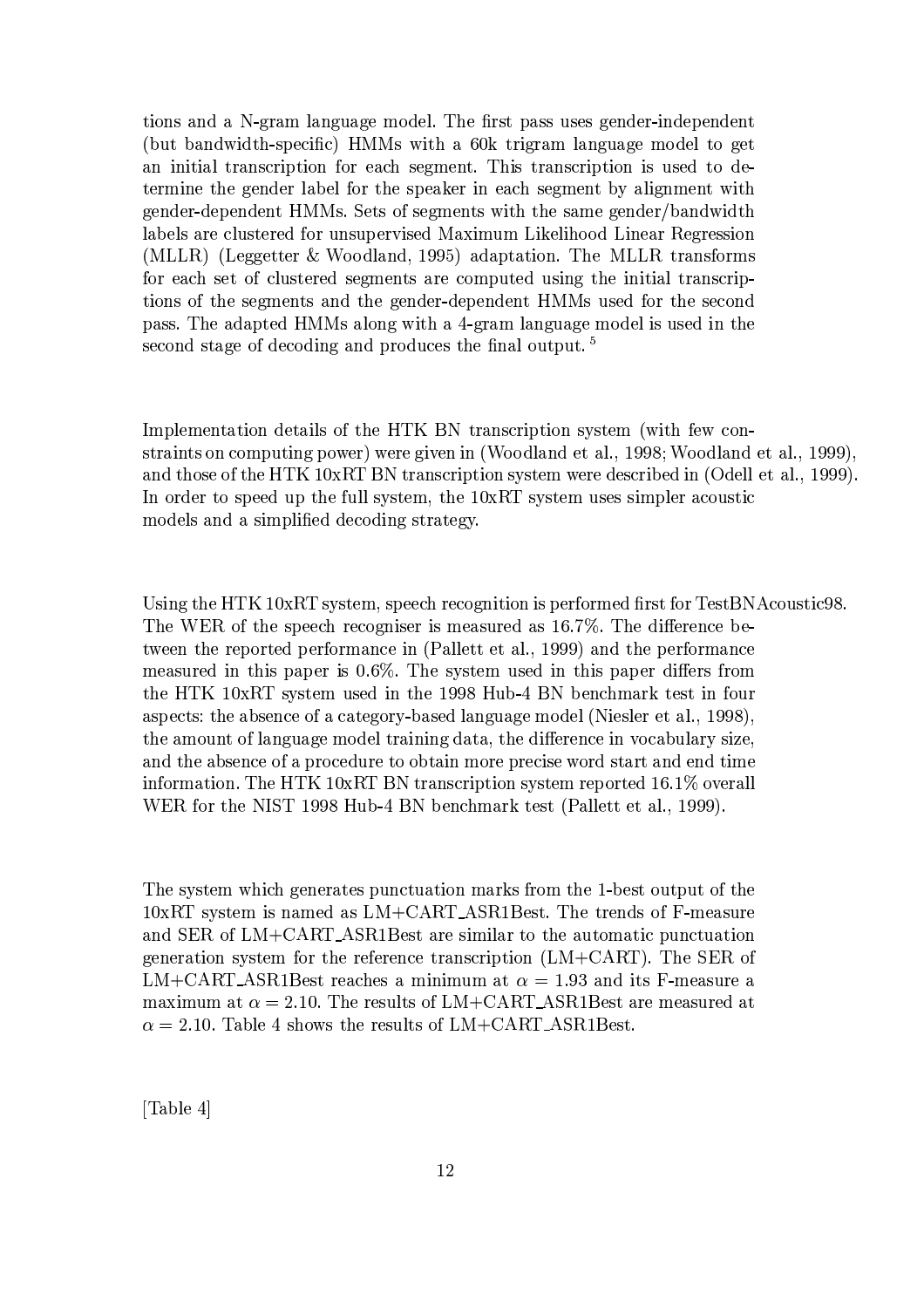tions and a N-gram language model. The first pass uses gender-independent (but bandwidth-specific) HMMs with a 60k trigram language model to get an initial transcription for each segment. This transcription is used to determine the gender label for the speaker in each segment by alignment with gender-dependent HMMs. Sets of segments with the same gender/bandwidth labels are clustered for unsupervised Maximum Likelihood Linear Regression (MLLR) (Leggetter & Woodland, 1995) adaptation. The MLLR transforms for each set of clustered segments are computed using the initial transcriptions of the segments and the gender-dependent HMMs used for the second pass. The adapted HMMs along with a 4-gram language model is used in the second stage of decoding and produces the final output. [5]

Implementation details of the HTK BN transcription system (with few constraints on computing power) were given in (Woodland et al., 1998; Woodland et al., 1999), and those of the HTK 10xRT BN transcription system were described in (Odell et al., 1999). In order to speed up the full system, the 10xRT system uses simpler acoustic models and a simplified decoding strategy.

Using the HTK 10xRT system, speech recognition is performed first for TestBNAcoustic98. The WER of the speech recogniser is measured as 16.7%. The difference between the reported performance in (Pallett et al., 1999) and the performance measured in this paper is 0.6%. The system used in this paper differs from the HTK 10xRT system used in the 1998 Hub-4 BN benchmark test in four aspects: the absence of a category-based language model (Niesler et al., 1998), the amount of language model training data, the difference in vocabulary size, and the absence of a procedure to obtain more precise word start and end time information. The HTK 10xRT BN transcription system reported 16.1% overall WER for the NIST 1998 Hub-4 BN benchmark test (Pallett et al., 1999).

The system which generates punctuation marks from the 1-best output of the 10xRT system is named as LM+CART_ASR1Best. The trends of F-measure and SER of LM+CART_ASR1Best are similar to the automatic punctuation generation system for the reference transcription (LM+CART). The SER of LM+CART_ASR1Best reaches a minimum at $\alpha = 1.93$ and its F-measure a maximum at $\alpha = 2.10$. The results of LM+CART_ASR1Best are measured at $\alpha = 2.10$. Table 4 shows the results of LM+CART_ASR1Best.

[Table 4]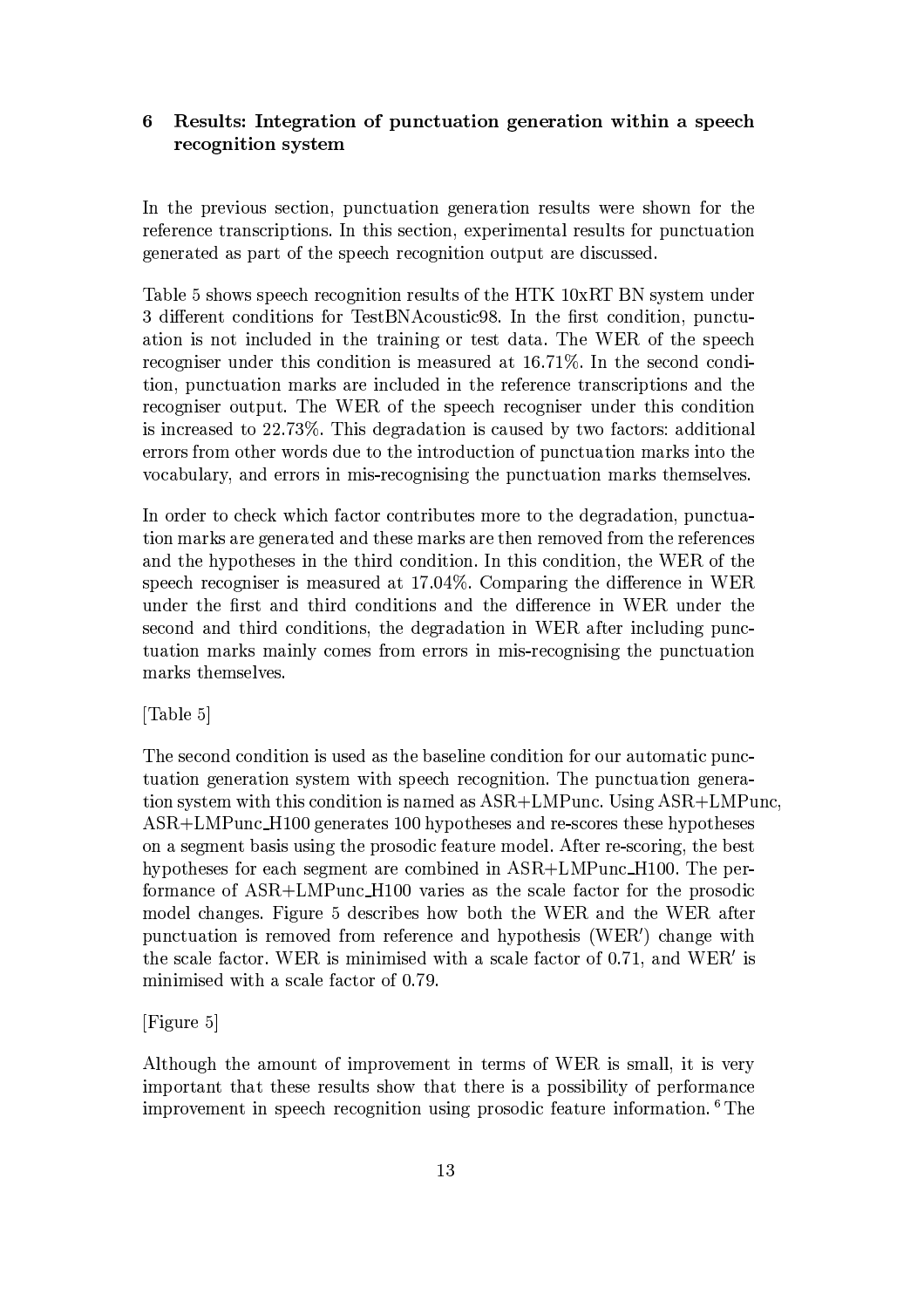## 6 Results: Integration of punctuation generation within a speech recognition system

In the previous section, punctuation generation results were shown for the reference transcriptions. In this section, experimental results for punctuation generated as part of the speech recognition output are discussed.

Table 5 shows speech recognition results of the HTK 10xRT BN system under 3 different conditions for TestBNAcoustic98. In the first condition, punctuation is not included in the training or test data. The WER of the speech recogniser under this condition is measured at 16.71%. In the second condition, punctuation marks are included in the reference transcriptions and the recogniser output. The WER of the speech recogniser under this condition is increased to 22.73%. This degradation is caused by two factors: additional errors from other words due to the introduction of punctuation marks into the vocabulary, and errors in mis-recognising the punctuation marks themselves.

In order to check which factor contributes more to the degradation, punctuation marks are generated and these marks are then removed from the references and the hypotheses in the third condition. In this condition, the WER of the speech recogniser is measured at 17.04%. Comparing the difference in WER under the first and third conditions and the difference in WER under the second and third conditions, the degradation in WER after including punctuation marks mainly comes from errors in mis-recognising the punctuation marks themselves.

[Table 5]

The second condition is used as the baseline condition for our automatic punctuation generation system with speech recognition. The punctuation generation system with this condition is named as ASR+LMPunc. Using ASR+LMPunc, ASR+LMPunc_H100 generates 100 hypotheses and re-scores these hypotheses on a segment basis using the prosodic feature model. After re-scoring, the best hypotheses for each segment are combined in ASR+LMPunc_H100. The performance of ASR+LMPunc_H100 varies as the scale factor for the prosodic model changes. Figure 5 describes how both the WER and the WER after punctuation is removed from reference and hypothesis (WER′) change with the scale factor. WER is minimised with a scale factor of 0.71, and WER′ is minimised with a scale factor of 0.79.

[Figure 5]

Although the amount of improvement in terms of WER is small, it is very important that these results show that there is a possibility of performance improvement in speech recognition using prosodic feature information. [6] The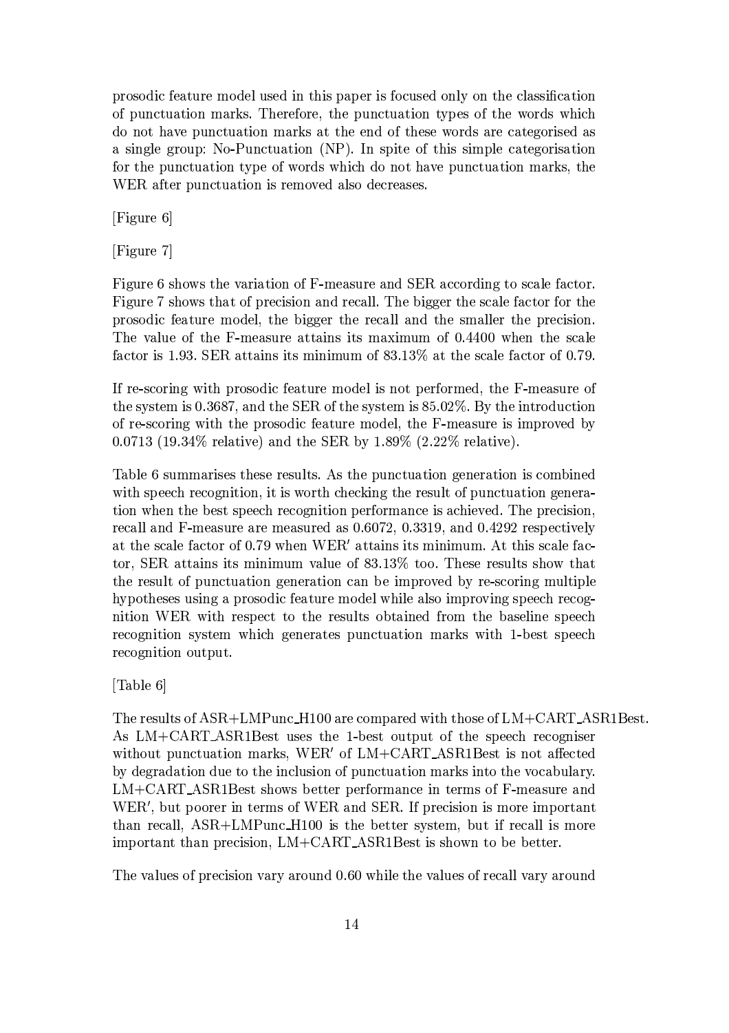prosodic feature model used in this paper is focused only on the classification of punctuation marks. Therefore, the punctuation types of the words which do not have punctuation marks at the end of these words are categorised as a single group: No-Punctuation (NP). In spite of this simple categorisation for the punctuation type of words which do not have punctuation marks, the WER after punctuation is removed also decreases.

[Figure 6]

[Figure 7]

Figure 6 shows the variation of F-measure and SER according to scale factor. Figure 7 shows that of precision and recall. The bigger the scale factor for the prosodic feature model, the bigger the recall and the smaller the precision. The value of the F-measure attains its maximum of 0.4400 when the scale factor is 1.93. SER attains its minimum of 83.13% at the scale factor of 0.79.

If re-scoring with prosodic feature model is not performed, the F-measure of the system is 0.3687, and the SER of the system is 85.02%. By the introduction of re-scoring with the prosodic feature model, the F-measure is improved by 0.0713 (19.34% relative) and the SER by 1.89% (2.22% relative).

Table 6 summarises these results. As the punctuation generation is combined with speech recognition, it is worth checking the result of punctuation generation when the best speech recognition performance is achieved. The precision, recall and F-measure are measured as 0.6072, 0.3319, and 0.4292 respectively at the scale factor of 0.79 when $\text{WER}'$ attains its minimum. At this scale factor, SER attains its minimum value of 83.13% too. These results show that the result of punctuation generation can be improved by re-scoring multiple hypotheses using a prosodic feature model while also improving speech recognition WER with respect to the results obtained from the baseline speech recognition system which generates punctuation marks with 1-best speech recognition output.

[Table 6]

The results of ASR+LMPunc_H100 are compared with those of LM+CART_ASR1Best. As LM+CART_ASR1Best uses the 1-best output of the speech recogniser without punctuation marks, $\text{WER}'$ of LM+CART_ASR1Best is not affected by degradation due to the inclusion of punctuation marks into the vocabulary. LM+CART_ASR1Best shows better performance in terms of F-measure and $\text{WER}'$, but poorer in terms of WER and SER. If precision is more important than recall, ASR+LMPunc_H100 is the better system, but if recall is more important than precision, LM+CART_ASR1Best is shown to be better.

The values of precision vary around 0.60 while the values of recall vary around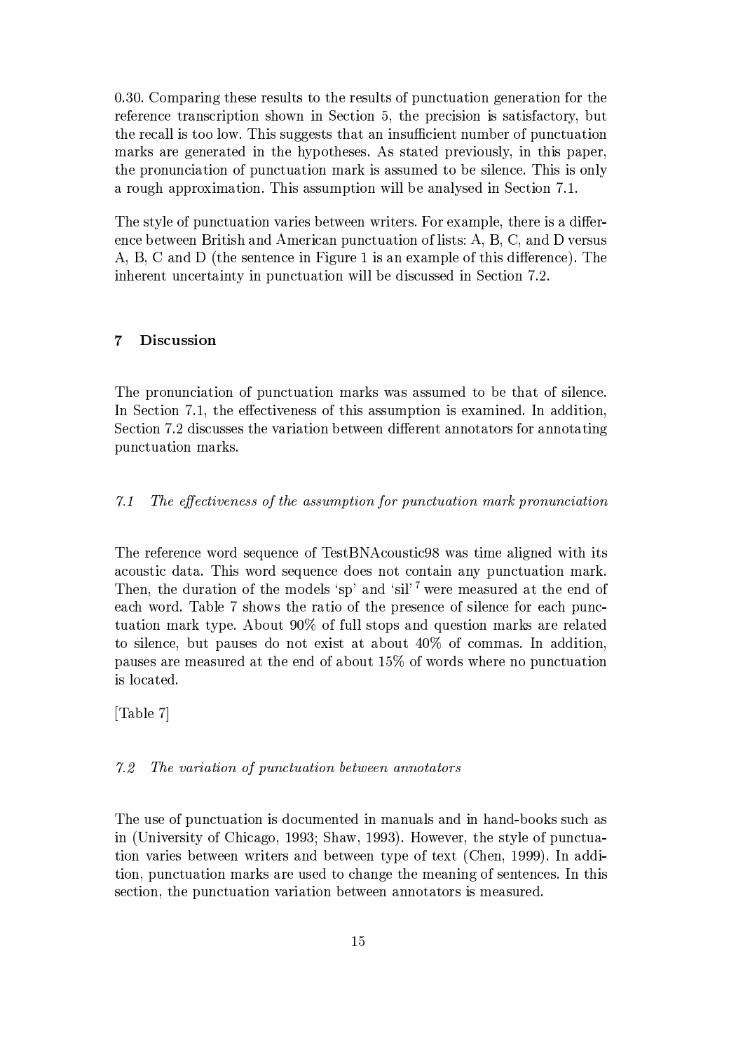0.30. Comparing these results to the results of punctuation generation for the reference transcription shown in Section 5, the precision is satisfactory, but the recall is too low. This suggests that an insufficient number of punctuation marks are generated in the hypotheses. As stated previously, in this paper, the pronunciation of punctuation mark is assumed to be silence. This is only a rough approximation. This assumption will be analysed in Section 7.1.

The style of punctuation varies between writers. For example, there is a difference between British and American punctuation of lists: A, B, C, and D versus A, B, C and D (the sentence in Figure 1 is an example of this difference). The inherent uncertainty in punctuation will be discussed in Section 7.2.

## 7 Discussion

The pronunciation of punctuation marks was assumed to be that of silence. In Section 7.1, the effectiveness of this assumption is examined. In addition, Section 7.2 discusses the variation between different annotators for annotating punctuation marks.

### *7.1 The effectiveness of the assumption for punctuation mark pronunciation*

The reference word sequence of TestBNAcoustic98 was time aligned with its acoustic data. This word sequence does not contain any punctuation mark. Then, the duration of the models 'sp' and 'sil' [7] were measured at the end of each word. Table 7 shows the ratio of the presence of silence for each punctuation mark type. About 90% of full stops and question marks are related to silence, but pauses do not exist at about 40% of commas. In addition, pauses are measured at the end of about 15% of words where no punctuation is located.

[Table 7]

### *7.2 The variation of punctuation between annotators*

The use of punctuation is documented in manuals and in hand-books such as in (University of Chicago, 1993; Shaw, 1993). However, the style of punctuation varies between writers and between type of text (Chen, 1999). In addition, punctuation marks are used to change the meaning of sentences. In this section, the punctuation variation between annotators is measured.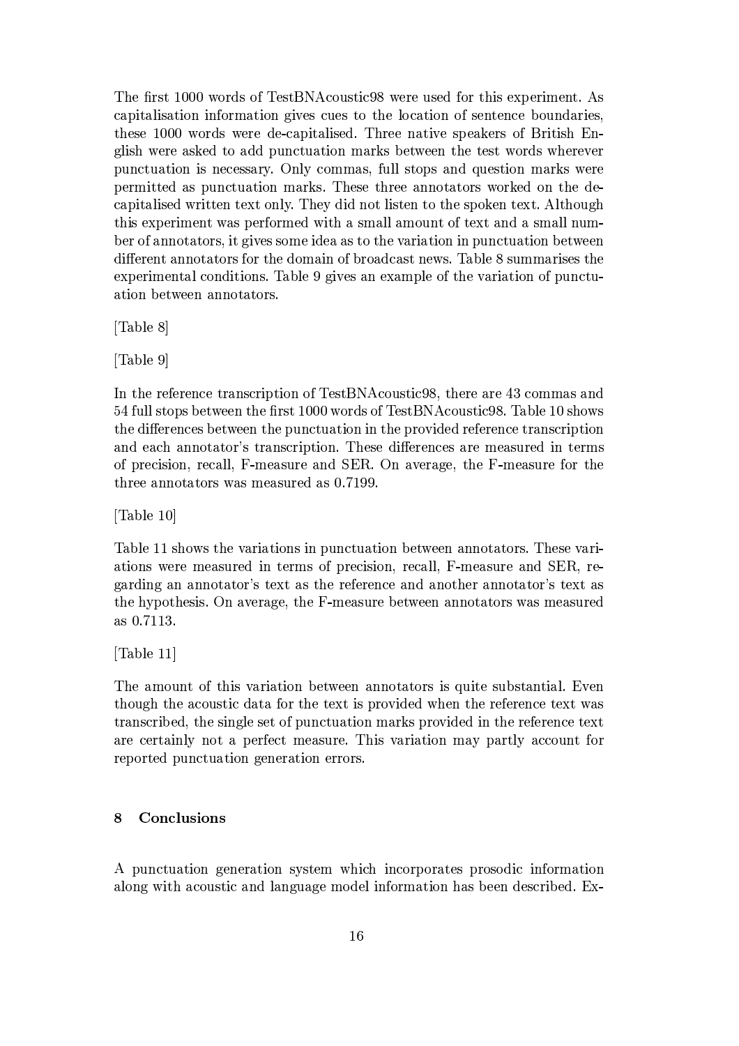The first 1000 words of TestBNAcoustic98 were used for this experiment. As capitalisation information gives cues to the location of sentence boundaries, these 1000 words were de-capitalised. Three native speakers of British English were asked to add punctuation marks between the test words wherever punctuation is necessary. Only commas, full stops and question marks were permitted as punctuation marks. These three annotators worked on the de-capitalised written text only. They did not listen to the spoken text. Although this experiment was performed with a small amount of text and a small number of annotators, it gives some idea as to the variation in punctuation between different annotators for the domain of broadcast news. Table 8 summarises the experimental conditions. Table 9 gives an example of the variation of punctuation between annotators.

[Table 8]

[Table 9]

In the reference transcription of TestBNAcoustic98, there are 43 commas and 54 full stops between the first 1000 words of TestBNAcoustic98. Table 10 shows the differences between the punctuation in the provided reference transcription and each annotator's transcription. These differences are measured in terms of precision, recall, F-measure and SER. On average, the F-measure for the three annotators was measured as 0.7199.

[Table 10]

Table 11 shows the variations in punctuation between annotators. These variations were measured in terms of precision, recall, F-measure and SER, regarding an annotator's text as the reference and another annotator's text as the hypothesis. On average, the F-measure between annotators was measured as 0.7113.

[Table 11]

The amount of this variation between annotators is quite substantial. Even though the acoustic data for the text is provided when the reference text was transcribed, the single set of punctuation marks provided in the reference text are certainly not a perfect measure. This variation may partly account for reported punctuation generation errors.

## 8 Conclusions

A punctuation generation system which incorporates prosodic information along with acoustic and language model information has been described. Ex-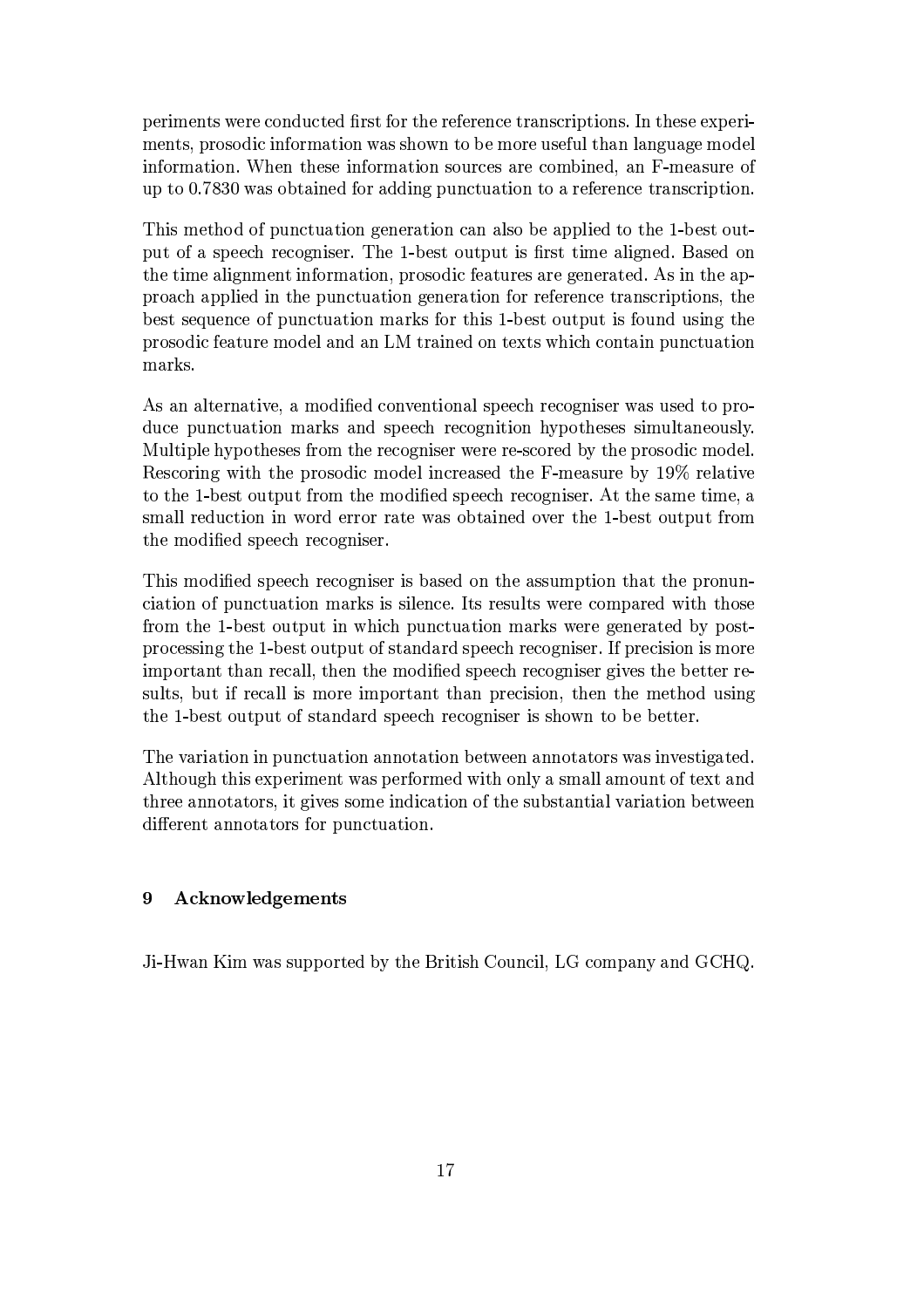periments were conducted first for the reference transcriptions. In these experiments, prosodic information was shown to be more useful than language model information. When these information sources are combined, an F-measure of up to 0.7830 was obtained for adding punctuation to a reference transcription.

This method of punctuation generation can also be applied to the 1-best output of a speech recogniser. The 1-best output is first time aligned. Based on the time alignment information, prosodic features are generated. As in the approach applied in the punctuation generation for reference transcriptions, the best sequence of punctuation marks for this 1-best output is found using the prosodic feature model and an LM trained on texts which contain punctuation marks.

As an alternative, a modified conventional speech recogniser was used to produce punctuation marks and speech recognition hypotheses simultaneously. Multiple hypotheses from the recogniser were re-scored by the prosodic model. Rescoring with the prosodic model increased the F-measure by 19% relative to the 1-best output from the modified speech recogniser. At the same time, a small reduction in word error rate was obtained over the 1-best output from the modified speech recogniser.

This modified speech recogniser is based on the assumption that the pronunciation of punctuation marks is silence. Its results were compared with those from the 1-best output in which punctuation marks were generated by post-processing the 1-best output of standard speech recogniser. If precision is more important than recall, then the modified speech recogniser gives the better results, but if recall is more important than precision, then the method using the 1-best output of standard speech recogniser is shown to be better.

The variation in punctuation annotation between annotators was investigated. Although this experiment was performed with only a small amount of text and three annotators, it gives some indication of the substantial variation between different annotators for punctuation.

## 9 Acknowledgements

Ji-Hwan Kim was supported by the British Council, LG company and GCHQ.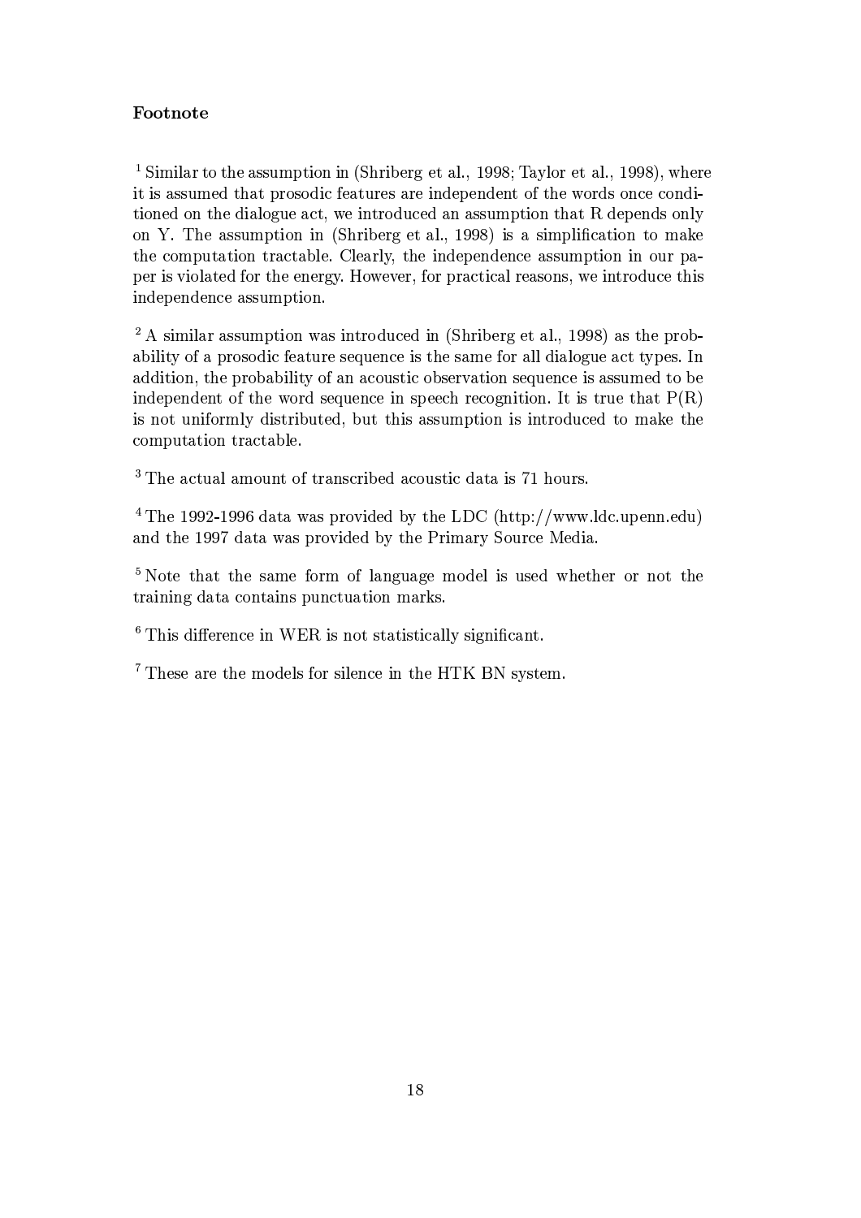**Footnote**

[1] Similar to the assumption in (Shriberg et al., 1998; Taylor et al., 1998), where it is assumed that prosodic features are independent of the words once conditioned on the dialogue act, we introduced an assumption that R depends only on Y. The assumption in (Shriberg et al., 1998) is a simplification to make the computation tractable. Clearly, the independence assumption in our paper is violated for the energy. However, for practical reasons, we introduce this independence assumption.

[2] A similar assumption was introduced in (Shriberg et al., 1998) as the probability of a prosodic feature sequence is the same for all dialogue act types. In addition, the probability of an acoustic observation sequence is assumed to be independent of the word sequence in speech recognition. It is true that P(R) is not uniformly distributed, but this assumption is introduced to make the computation tractable.

[3] The actual amount of transcribed acoustic data is 71 hours.

[4] The 1992-1996 data was provided by the LDC (http://www.ldc.upenn.edu) and the 1997 data was provided by the Primary Source Media.

[5] Note that the same form of language model is used whether or not the training data contains punctuation marks.

[6] This difference in WER is not statistically significant.

[7] These are the models for silence in the HTK BN system.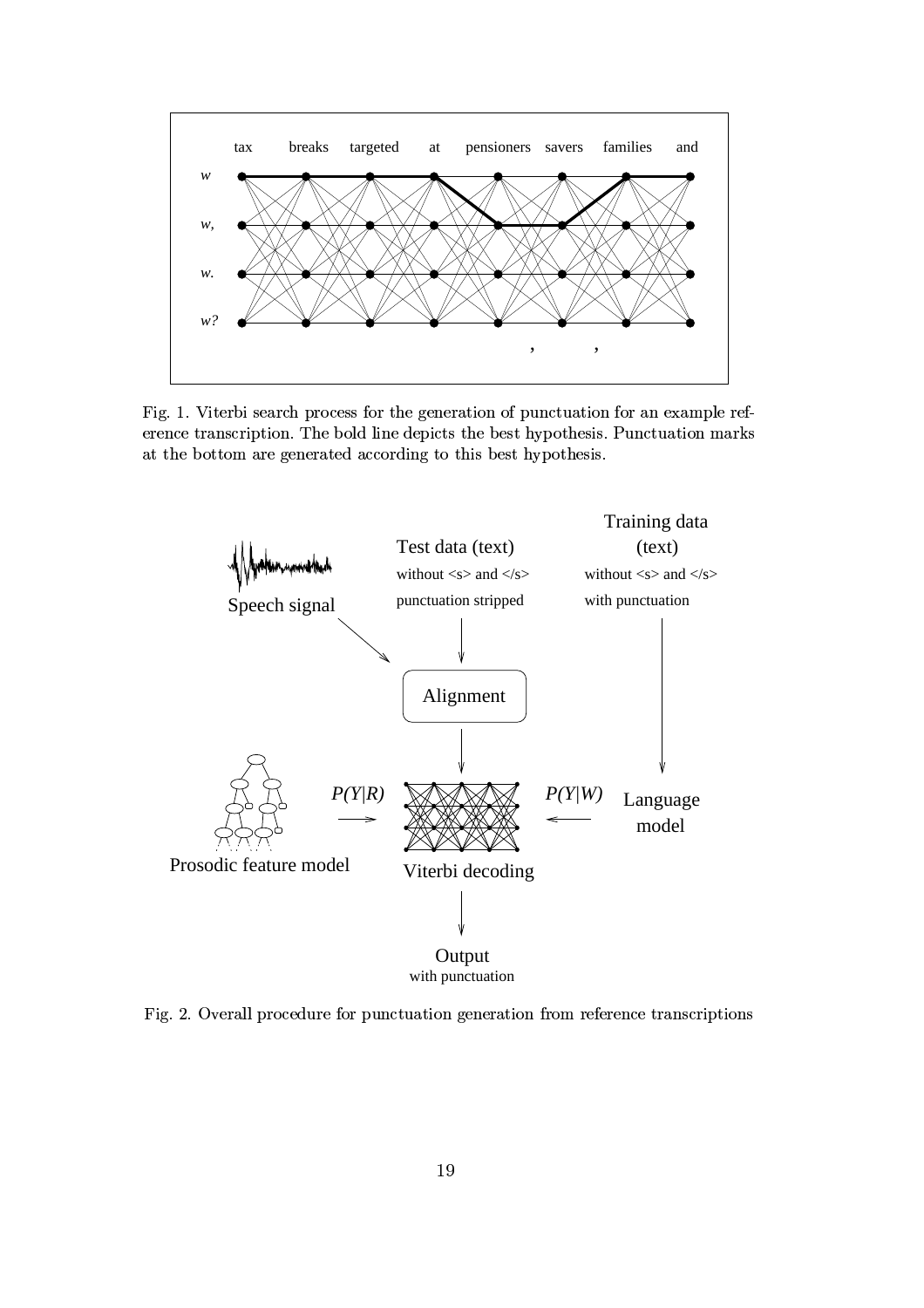Fig. 1. Viterbi search process for the generation of punctuation for an example reference transcription. The bold line depicts the best hypothesis. Punctuation marks at the bottom are generated according to this best hypothesis.

Fig. 2. Overall procedure for punctuation generation from reference transcriptions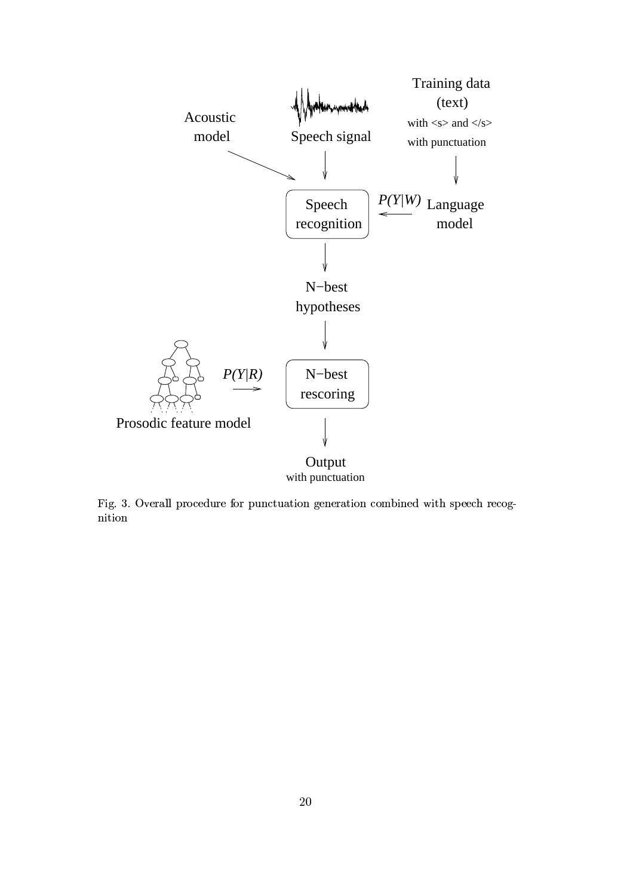Fig. 3. Overall procedure for punctuation generation combined with speech recognition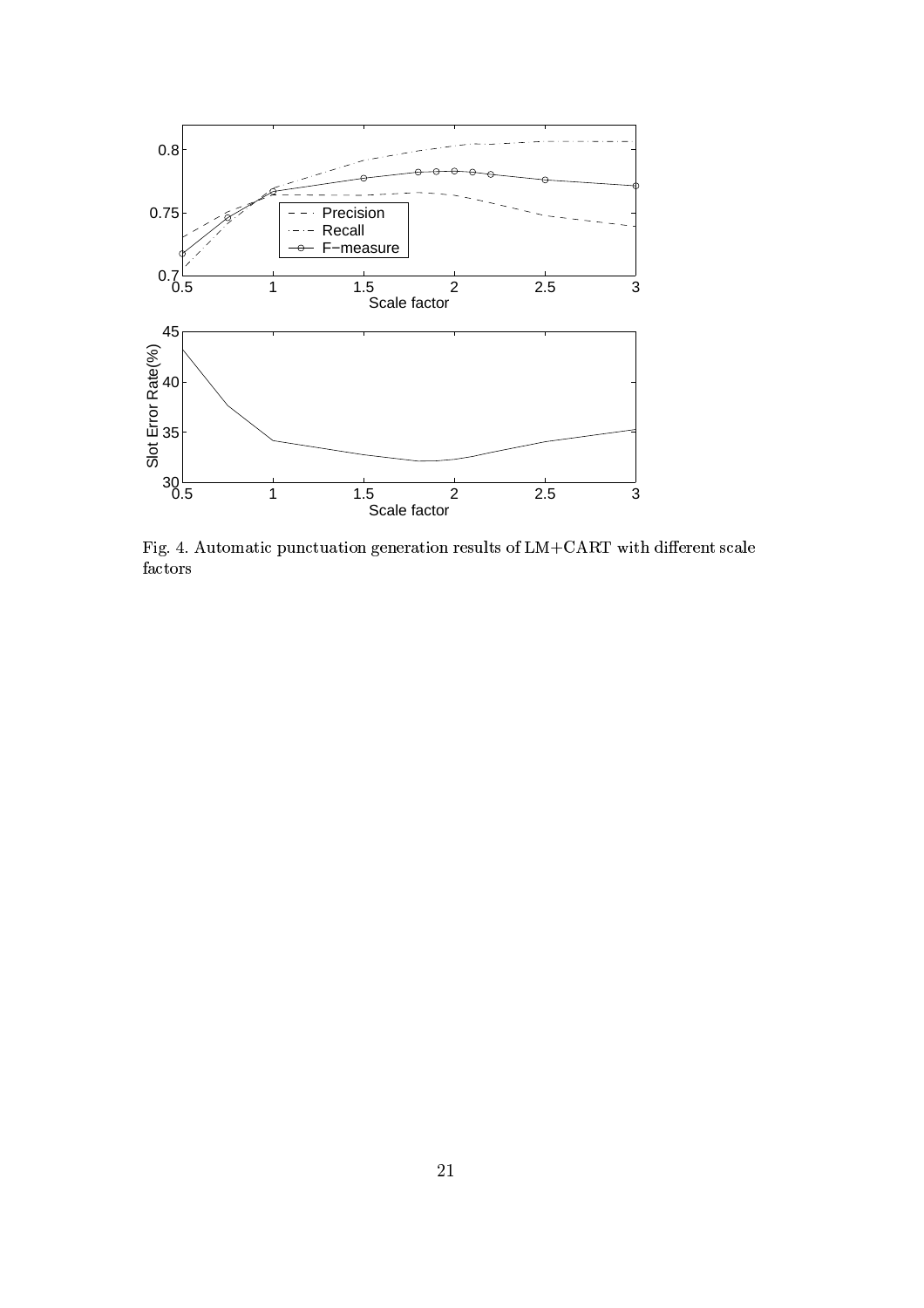Fig. 4. Automatic punctuation generation results of LM+CART with different scale factors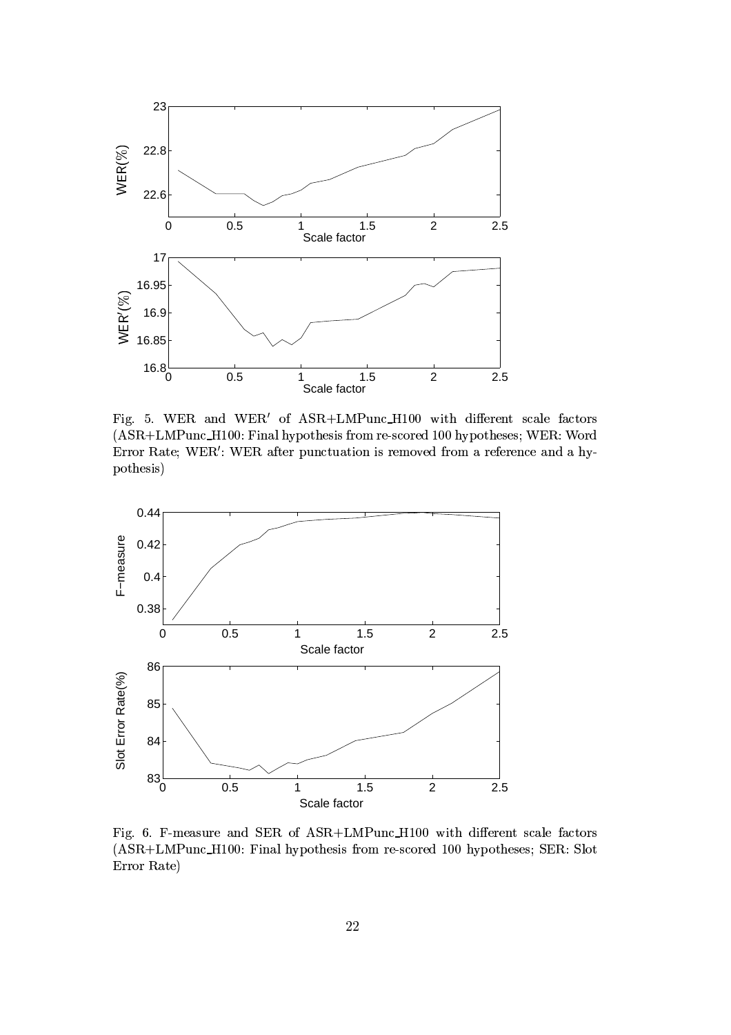Fig. 5. WER and WER′ of ASR+LMPunc_H100 with different scale factors (ASR+LMPunc_H100: Final hypothesis from re-scored 100 hypotheses; WER: Word Error Rate; WER′: WER after punctuation is removed from a reference and a hypothesis)

Fig. 6. F-measure and SER of ASR+LMPunc_H100 with different scale factors (ASR+LMPunc_H100: Final hypothesis from re-scored 100 hypotheses; SER: Slot Error Rate)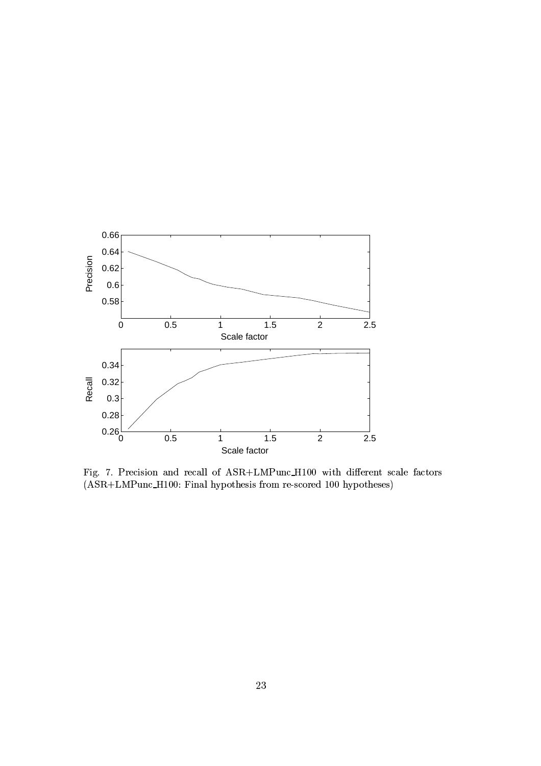Fig. 7. Precision and recall of ASR+LMPunc_H100 with different scale factors (ASR+LMPunc_H100: Final hypothesis from re-scored 100 hypotheses)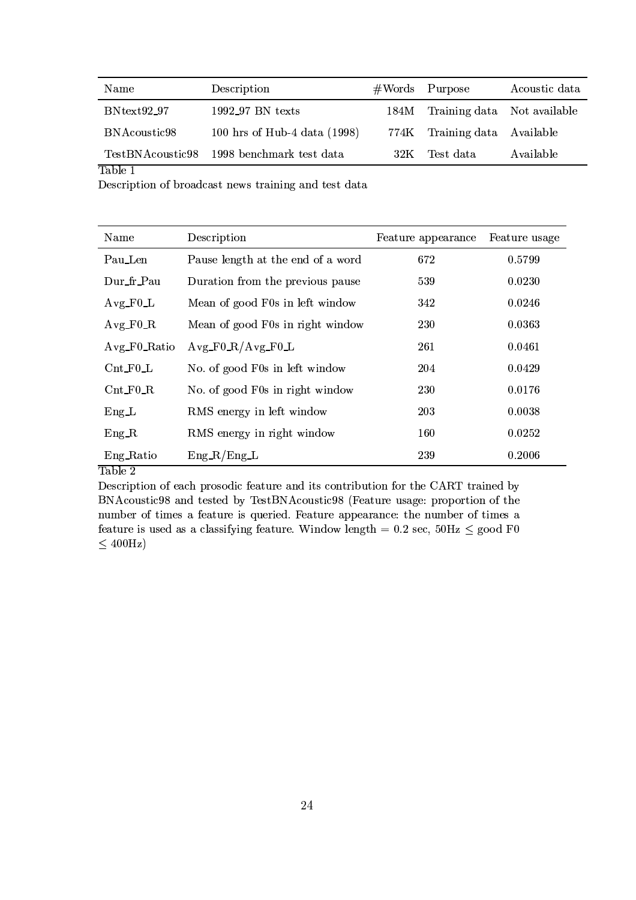| Name | Description | #Words | Purpose | Acoustic data |
|---|---|---|---|---|
| BNtext92_97 | 1992_97 BN texts | 184M | Training data | Not available |
| BNAcoustic98 | 100 hrs of Hub-4 data (1998) | 774K | Training data | Available |
| TestBNAcoustic98 | 1998 benchmark test data | 32K | Test data | Available |

Table 1

Description of broadcast news training and test data

| Name | Description | Feature appearance | Feature usage |
|---|---|---|---|
| Pau_Len | Pause length at the end of a word | 672 | 0.5799 |
| Dur_fr_Pau | Duration from the previous pause | 539 | 0.0230 |
| Avg_F0_L | Mean of good F0s in left window | 342 | 0.0246 |
| Avg_F0_R | Mean of good F0s in right window | 230 | 0.0363 |
| Avg_F0_Ratio | Avg_F0_R/Avg_F0_L | 261 | 0.0461 |
| Cnt_F0_L | No. of good F0s in left window | 204 | 0.0429 |
| Cnt_F0_R | No. of good F0s in right window | 230 | 0.0176 |
| Eng_L | RMS energy in left window | 203 | 0.0038 |
| Eng_R | RMS energy in right window | 160 | 0.0252 |
| Eng_Ratio | Eng_R/Eng_L | 239 | 0.2006 |

Table 2

Description of each prosodic feature and its contribution for the CART trained by BNAcoustic98 and tested by TestBNAcoustic98 (Feature usage: proportion of the number of times a feature is queried. Feature appearance: the number of times a feature is used as a classifying feature. Window length = 0.2 sec, 50Hz $\leq$ good F0 $\leq$ 400Hz)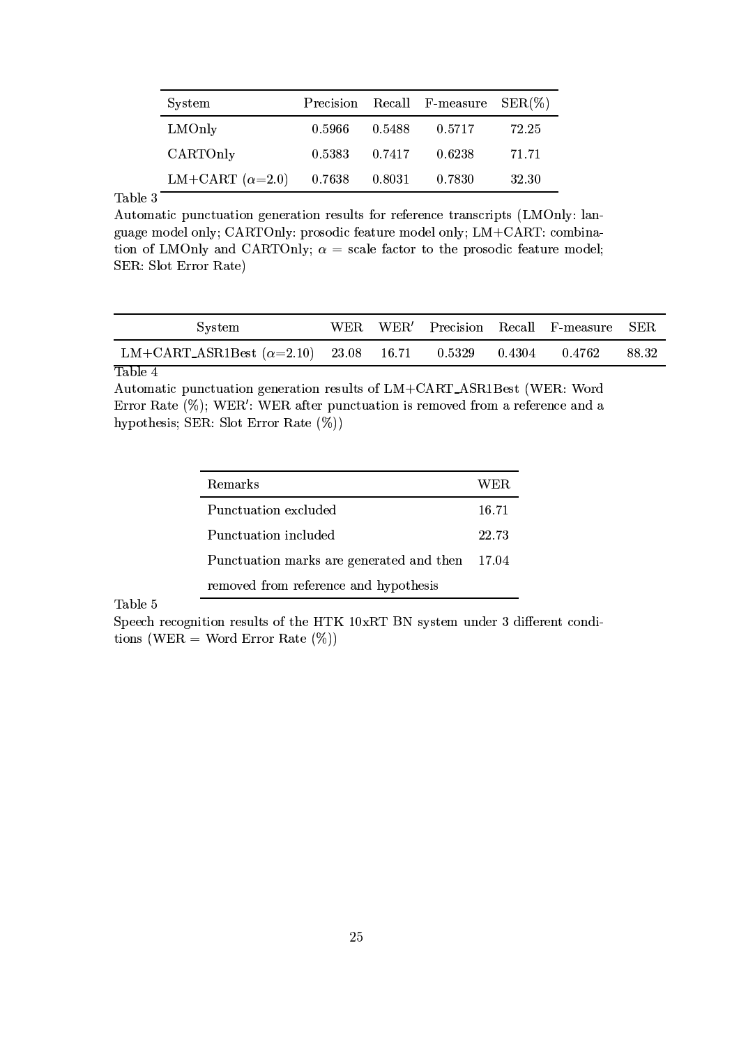| System | Precision | Recall | F-measure | SER(%) |
|---|---|---|---|---|
| LMOnly | 0.5966 | 0.5488 | 0.5717 | 72.25 |
| CARTOnly | 0.5383 | 0.7417 | 0.6238 | 71.71 |
| LM+CART ($\alpha$=2.0) | 0.7638 | 0.8031 | 0.7830 | 32.30 |

Table 3
Automatic punctuation generation results for reference transcripts (LMOnly: language model only; CARTOnly: prosodic feature model only; LM+CART: combination of LMOnly and CARTOnly; $\alpha$ = scale factor to the prosodic feature model; SER: Slot Error Rate)

| System | WER | WER′ | Precision | Recall | F-measure | SER |
|---|---|---|---|---|---|---|
| LM+CART_ASR1Best ($\alpha$=2.10) | 23.08 | 16.71 | 0.5329 | 0.4304 | 0.4762 | 88.32 |

Table 4
Automatic punctuation generation results of LM+CART_ASR1Best (WER: Word Error Rate (%); WER′: WER after punctuation is removed from a reference and a hypothesis; SER: Slot Error Rate (%))

| Remarks | WER |
|---|---|
| Punctuation excluded | 16.71 |
| Punctuation included | 22.73 |
| Punctuation marks are generated and then removed from reference and hypothesis | 17.04 |

Table 5
Speech recognition results of the HTK 10xRT BN system under 3 different conditions (WER = Word Error Rate (%))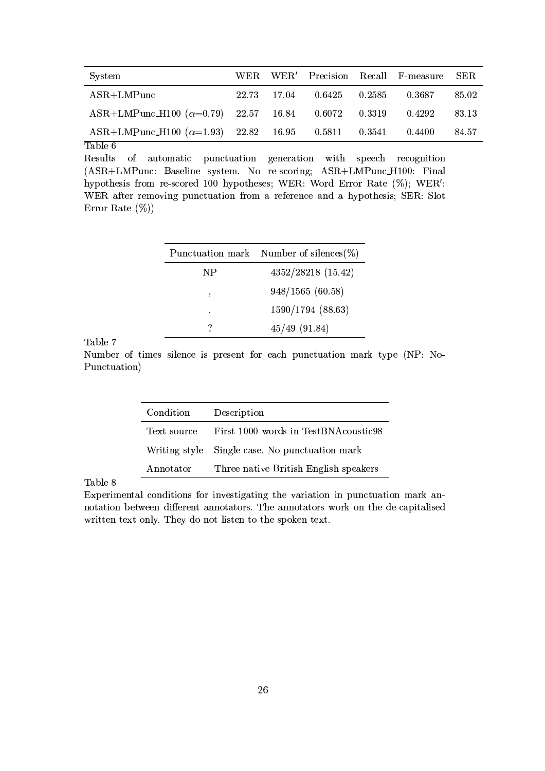| System | WER | WER′ | Precision | Recall | F-measure | SER |
|---|---|---|---|---|---|---|
| ASR+LMPunc | 22.73 | 17.04 | 0.6425 | 0.2585 | 0.3687 | 85.02 |
| ASR+LMPunc_H100 ($\alpha$=0.79) | 22.57 | 16.84 | 0.6072 | 0.3319 | 0.4292 | 83.13 |
| ASR+LMPunc_H100 ($\alpha$=1.93) | 22.82 | 16.95 | 0.5811 | 0.3541 | 0.4400 | 84.57 |

Table 6

Results of automatic punctuation generation with speech recognition (ASR+LMPunc: Baseline system. No re-scoring; ASR+LMPunc_H100: Final hypothesis from re-scored 100 hypotheses; WER: Word Error Rate (%); WER′: WER after removing punctuation from a reference and a hypothesis; SER: Slot Error Rate (%))

| Punctuation mark | Number of silences(%) |
|---|---|
| NP | 4352/28218 (15.42) |
| , | 948/1565 (60.58) |
| . | 1590/1794 (88.63) |
| ? | 45/49 (91.84) |

Table 7

Number of times silence is present for each punctuation mark type (NP: No-Punctuation)

| Condition | Description |
|---|---|
| Text source | First 1000 words in TestBNAcoustic98 |
| Writing style | Single case. No punctuation mark |
| Annotator | Three native British English speakers |

Table 8

Experimental conditions for investigating the variation in punctuation mark annotation between different annotators. The annotators work on the de-capitalised written text only. They do not listen to the spoken text.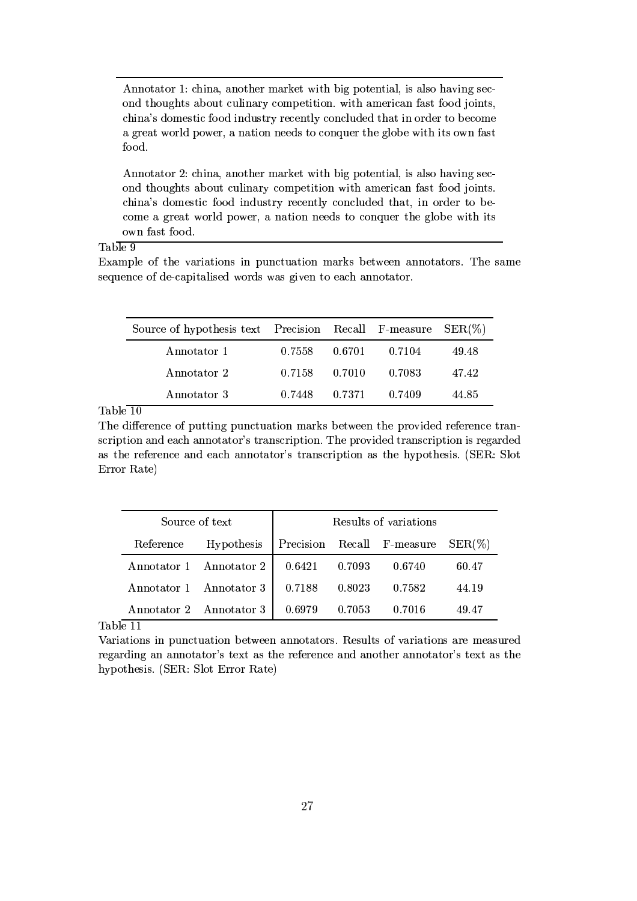Annotator 1: china, another market with big potential, is also having second thoughts about culinary competition. with american fast food joints, china's domestic food industry recently concluded that in order to become a great world power, a nation needs to conquer the globe with its own fast food.

Annotator 2: china, another market with big potential, is also having second thoughts about culinary competition with american fast food joints. china's domestic food industry recently concluded that, in order to become a great world power, a nation needs to conquer the globe with its own fast food.

Table 9

Example of the variations in punctuation marks between annotators. The same sequence of de-capitalised words was given to each annotator.

| Source of hypothesis text | Precision | Recall | F-measure | SER(%) |
|---|---|---|---|---|
| Annotator 1 | 0.7558 | 0.6701 | 0.7104 | 49.48 |
| Annotator 2 | 0.7158 | 0.7010 | 0.7083 | 47.42 |
| Annotator 3 | 0.7448 | 0.7371 | 0.7409 | 44.85 |

Table 10

The difference of putting punctuation marks between the provided reference transcription and each annotator's transcription. The provided transcription is regarded as the reference and each annotator's transcription as the hypothesis. (SER: Slot Error Rate)

| Source of text | | Results of variations | | | |
|---|---|---|---|---|---|
| Reference | Hypothesis | Precision | Recall | F-measure | SER(%) |
| Annotator 1 | Annotator 2 | 0.6421 | 0.7093 | 0.6740 | 60.47 |
| Annotator 1 | Annotator 3 | 0.7188 | 0.8023 | 0.7582 | 44.19 |
| Annotator 2 | Annotator 3 | 0.6979 | 0.7053 | 0.7016 | 49.47 |

Table 11

Variations in punctuation between annotators. Results of variations are measured regarding an annotator's text as the reference and another annotator's text as the hypothesis. (SER: Slot Error Rate)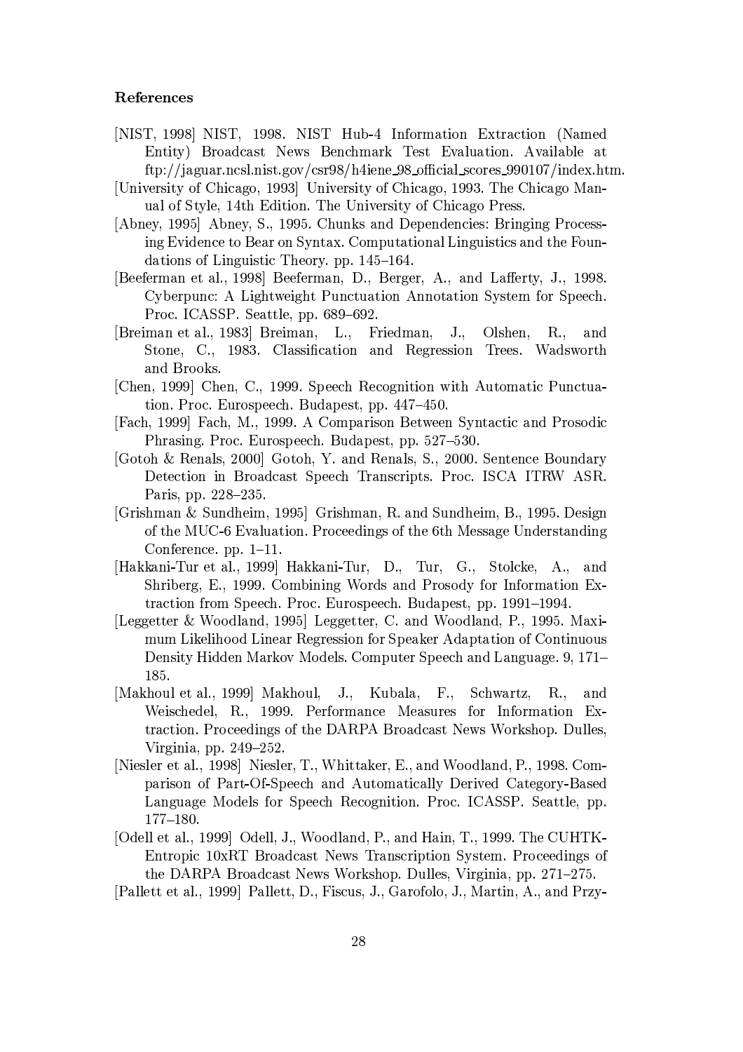## References

[NIST, 1998] NIST, 1998. NIST Hub-4 Information Extraction (Named Entity) Broadcast News Benchmark Test Evaluation. Available at ftp://jaguar.ncsl.nist.gov/csr98/h4iene_98_official_scores_990107/index.htm.

[University of Chicago, 1993] University of Chicago, 1993. The Chicago Manual of Style, 14th Edition. The University of Chicago Press.

[Abney, 1995] Abney, S., 1995. Chunks and Dependencies: Bringing Processing Evidence to Bear on Syntax. Computational Linguistics and the Foundations of Linguistic Theory. pp. 145–164.

[Beeferman et al., 1998] Beeferman, D., Berger, A., and Lafferty, J., 1998. Cyberpunc: A Lightweight Punctuation Annotation System for Speech. Proc. ICASSP. Seattle, pp. 689–692.

[Breiman et al., 1983] Breiman, L., Friedman, J., Olshen, R., and Stone, C., 1983. Classification and Regression Trees. Wadsworth and Brooks.

[Chen, 1999] Chen, C., 1999. Speech Recognition with Automatic Punctuation. Proc. Eurospeech. Budapest, pp. 447–450.

[Fach, 1999] Fach, M., 1999. A Comparison Between Syntactic and Prosodic Phrasing. Proc. Eurospeech. Budapest, pp. 527–530.

[Gotoh & Renals, 2000] Gotoh, Y. and Renals, S., 2000. Sentence Boundary Detection in Broadcast Speech Transcripts. Proc. ISCA ITRW ASR. Paris, pp. 228–235.

[Grishman & Sundheim, 1995] Grishman, R. and Sundheim, B., 1995. Design of the MUC-6 Evaluation. Proceedings of the 6th Message Understanding Conference. pp. 1–11.

[Hakkani-Tur et al., 1999] Hakkani-Tur, D., Tur, G., Stolcke, A., and Shriberg, E., 1999. Combining Words and Prosody for Information Extraction from Speech. Proc. Eurospeech. Budapest, pp. 1991–1994.

[Leggetter & Woodland, 1995] Leggetter, C. and Woodland, P., 1995. Maximum Likelihood Linear Regression for Speaker Adaptation of Continuous Density Hidden Markov Models. Computer Speech and Language. 9, 171–185.

[Makhoul et al., 1999] Makhoul, J., Kubala, F., Schwartz, R., and Weischedel, R., 1999. Performance Measures for Information Extraction. Proceedings of the DARPA Broadcast News Workshop. Dulles, Virginia, pp. 249–252.

[Niesler et al., 1998] Niesler, T., Whittaker, E., and Woodland, P., 1998. Comparison of Part-Of-Speech and Automatically Derived Category-Based Language Models for Speech Recognition. Proc. ICASSP. Seattle, pp. 177–180.

[Odell et al., 1999] Odell, J., Woodland, P., and Hain, T., 1999. The CUHTK-Entropic 10xRT Broadcast News Transcription System. Proceedings of the DARPA Broadcast News Workshop. Dulles, Virginia, pp. 271–275.

[Pallett et al., 1999] Pallett, D., Fiscus, J., Garofolo, J., Martin, A., and Przy-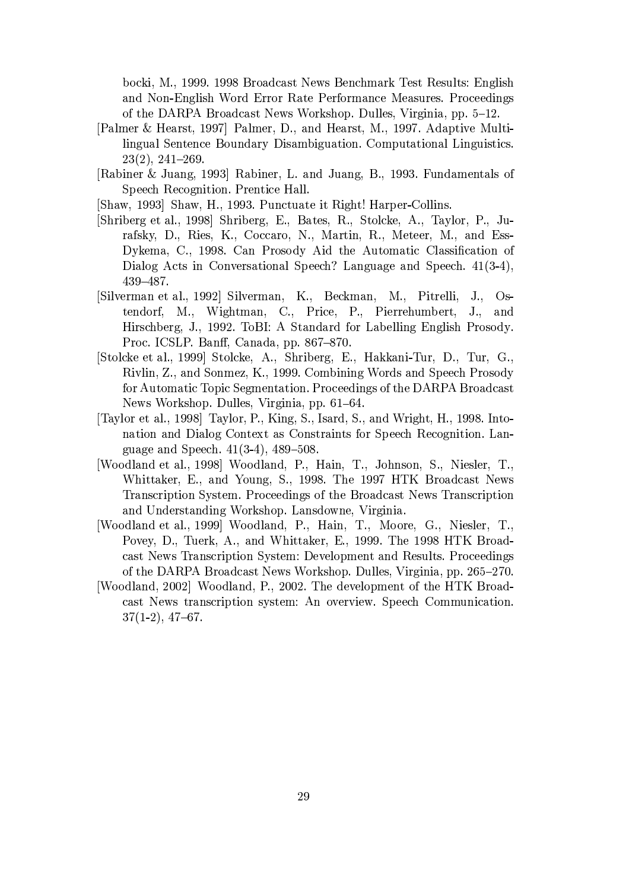bocki, M., 1999. 1998 Broadcast News Benchmark Test Results: English and Non-English Word Error Rate Performance Measures. Proceedings of the DARPA Broadcast News Workshop. Dulles, Virginia, pp. 5–12.

[Palmer & Hearst, 1997] Palmer, D., and Hearst, M., 1997. Adaptive Multilingual Sentence Boundary Disambiguation. Computational Linguistics. 23(2), 241–269.

[Rabiner & Juang, 1993] Rabiner, L. and Juang, B., 1993. Fundamentals of Speech Recognition. Prentice Hall.

[Shaw, 1993] Shaw, H., 1993. Punctuate it Right! Harper-Collins.

[Shriberg et al., 1998] Shriberg, E., Bates, R., Stolcke, A., Taylor, P., Jurafsky, D., Ries, K., Coccaro, N., Martin, R., Meteer, M., and Ess-Dykema, C., 1998. Can Prosody Aid the Automatic Classification of Dialog Acts in Conversational Speech? Language and Speech. 41(3-4), 439–487.

[Silverman et al., 1992] Silverman, K., Beckman, M., Pitrelli, J., Ostendorf, M., Wightman, C., Price, P., Pierrehumbert, J., and Hirschberg, J., 1992. ToBI: A Standard for Labelling English Prosody. Proc. ICSLP. Banff, Canada, pp. 867–870.

[Stolcke et al., 1999] Stolcke, A., Shriberg, E., Hakkani-Tur, D., Tur, G., Rivlin, Z., and Sonmez, K., 1999. Combining Words and Speech Prosody for Automatic Topic Segmentation. Proceedings of the DARPA Broadcast News Workshop. Dulles, Virginia, pp. 61–64.

[Taylor et al., 1998] Taylor, P., King, S., Isard, S., and Wright, H., 1998. Intonation and Dialog Context as Constraints for Speech Recognition. Language and Speech. 41(3-4), 489–508.

[Woodland et al., 1998] Woodland, P., Hain, T., Johnson, S., Niesler, T., Whittaker, E., and Young, S., 1998. The 1997 HTK Broadcast News Transcription System. Proceedings of the Broadcast News Transcription and Understanding Workshop. Lansdowne, Virginia.

[Woodland et al., 1999] Woodland, P., Hain, T., Moore, G., Niesler, T., Povey, D., Tuerk, A., and Whittaker, E., 1999. The 1998 HTK Broadcast News Transcription System: Development and Results. Proceedings of the DARPA Broadcast News Workshop. Dulles, Virginia, pp. 265–270.

[Woodland, 2002] Woodland, P., 2002. The development of the HTK Broadcast News transcription system: An overview. Speech Communication. 37(1-2), 47–67.